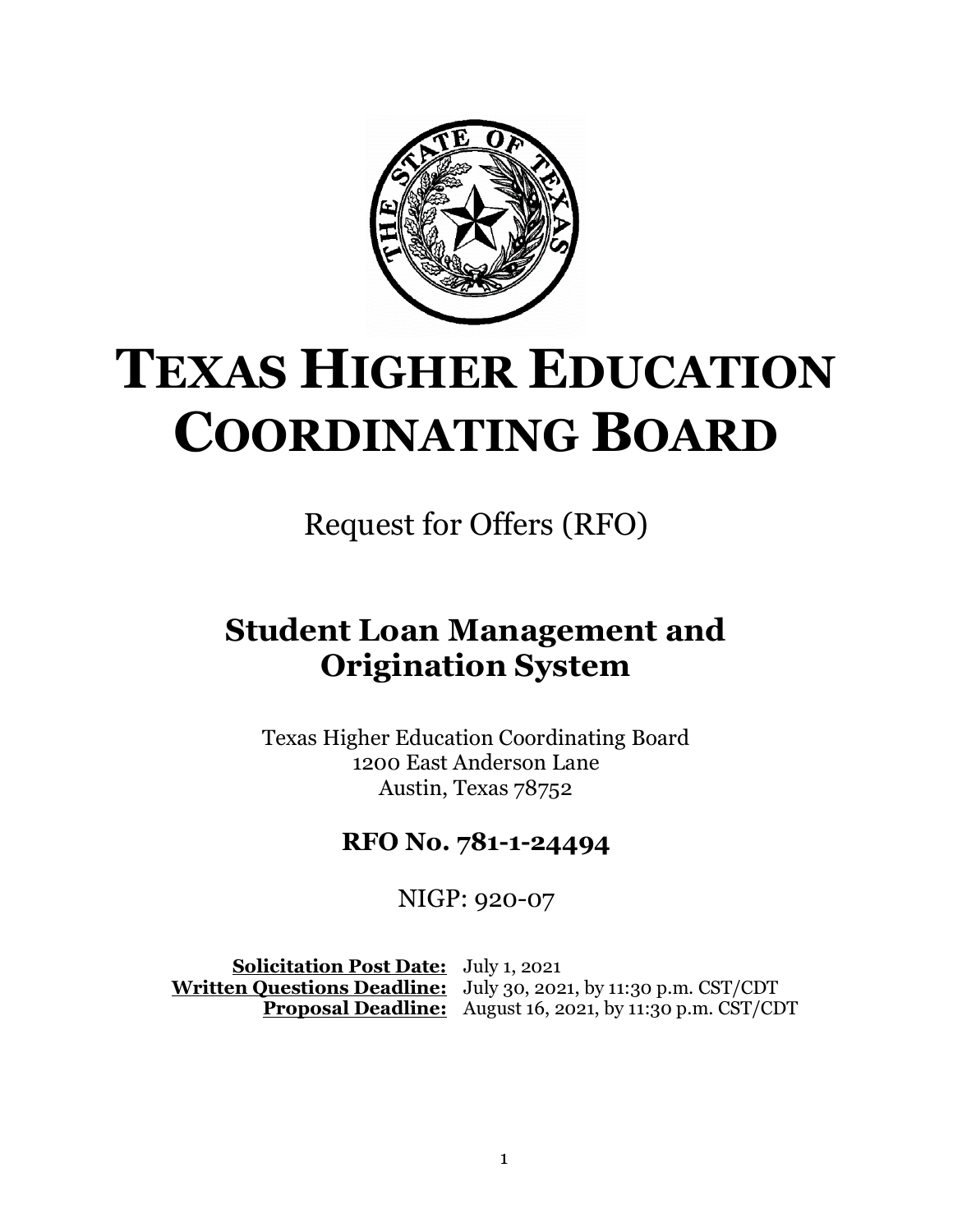# TEXAS HIGHER EDUCATION COORDINATING BOARD

Request for Offers (RFO)

## Student Loan Management and Origination System

Texas Higher Education Coordinating Board
1200 East Anderson Lane
Austin, Texas 78752

### RFO No. 781-1-24494

NIGP: 920-07

**Solicitation Post Date:** July 1, 2021
**Written Questions Deadline:** July 30, 2021, by 11:30 p.m. CST/CDT
**Proposal Deadline:** August 16, 2021, by 11:30 p.m. CST/CDT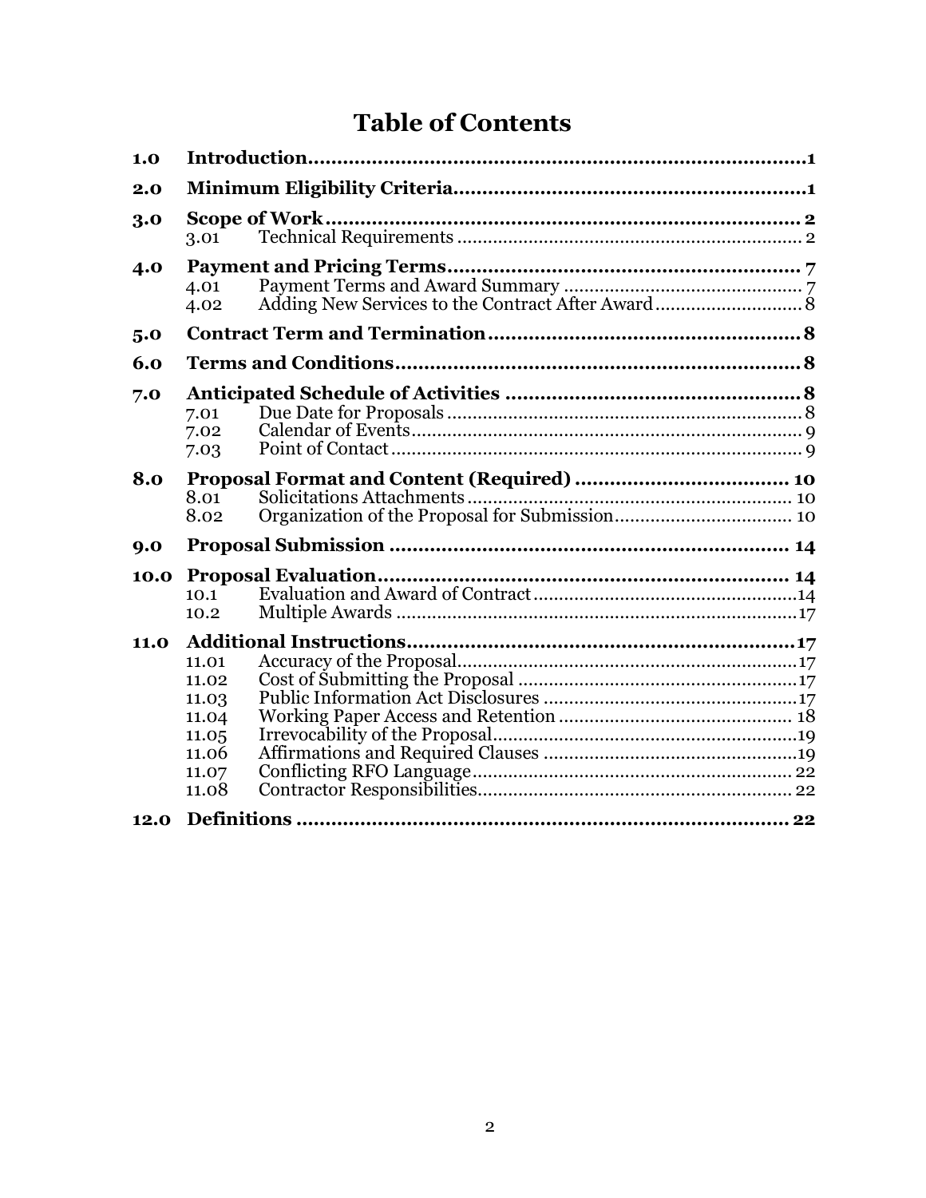# Table of Contents

| | | |
|---|---|---|
| **1.0** | **Introduction** | **1** |
| **2.0** | **Minimum Eligibility Criteria** | **1** |
| **3.0** | **Scope of Work** | **2** |
| 3.01 | Technical Requirements | 2 |
| **4.0** | **Payment and Pricing Terms** | **7** |
| 4.01 | Payment Terms and Award Summary | 7 |
| 4.02 | Adding New Services to the Contract After Award | 8 |
| **5.0** | **Contract Term and Termination** | **8** |
| **6.0** | **Terms and Conditions** | **8** |
| **7.0** | **Anticipated Schedule of Activities** | **8** |
| 7.01 | Due Date for Proposals | 8 |
| 7.02 | Calendar of Events | 9 |
| 7.03 | Point of Contact | 9 |
| **8.0** | **Proposal Format and Content (Required)** | **10** |
| 8.01 | Solicitations Attachments | 10 |
| 8.02 | Organization of the Proposal for Submission | 10 |
| **9.0** | **Proposal Submission** | **14** |
| **10.0** | **Proposal Evaluation** | **14** |
| 10.1 | Evaluation and Award of Contract | 14 |
| 10.2 | Multiple Awards | 17 |
| **11.0** | **Additional Instructions** | **17** |
| 11.01 | Accuracy of the Proposal | 17 |
| 11.02 | Cost of Submitting the Proposal | 17 |
| 11.03 | Public Information Act Disclosures | 17 |
| 11.04 | Working Paper Access and Retention | 18 |
| 11.05 | Irrevocability of the Proposal | 19 |
| 11.06 | Affirmations and Required Clauses | 19 |
| 11.07 | Conflicting RFO Language | 22 |
| 11.08 | Contractor Responsibilities | 22 |
| **12.0** | **Definitions** | **22** |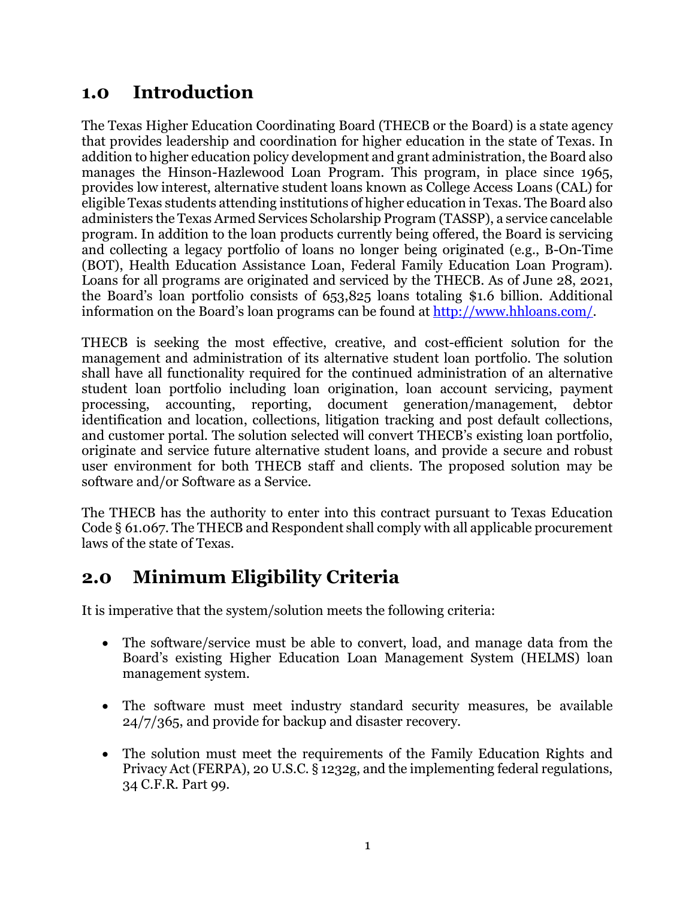## 1.0 Introduction

The Texas Higher Education Coordinating Board (THECB or the Board) is a state agency that provides leadership and coordination for higher education in the state of Texas. In addition to higher education policy development and grant administration, the Board also manages the Hinson-Hazlewood Loan Program. This program, in place since 1965, provides low interest, alternative student loans known as College Access Loans (CAL) for eligible Texas students attending institutions of higher education in Texas. The Board also administers the Texas Armed Services Scholarship Program (TASSP), a service cancelable program. In addition to the loan products currently being offered, the Board is servicing and collecting a legacy portfolio of loans no longer being originated (e.g., B-On-Time (BOT), Health Education Assistance Loan, Federal Family Education Loan Program). Loans for all programs are originated and serviced by the THECB. As of June 28, 2021, the Board's loan portfolio consists of 653,825 loans totaling $1.6 billion. Additional information on the Board's loan programs can be found at [http://www.hhloans.com/](http://www.hhloans.com/).

THECB is seeking the most effective, creative, and cost-efficient solution for the management and administration of its alternative student loan portfolio. The solution shall have all functionality required for the continued administration of an alternative student loan portfolio including loan origination, loan account servicing, payment processing, accounting, reporting, document generation/management, debtor identification and location, collections, litigation tracking and post default collections, and customer portal. The solution selected will convert THECB's existing loan portfolio, originate and service future alternative student loans, and provide a secure and robust user environment for both THECB staff and clients. The proposed solution may be software and/or Software as a Service.

The THECB has the authority to enter into this contract pursuant to Texas Education Code § 61.067. The THECB and Respondent shall comply with all applicable procurement laws of the state of Texas.

## 2.0 Minimum Eligibility Criteria

It is imperative that the system/solution meets the following criteria:

- The software/service must be able to convert, load, and manage data from the Board's existing Higher Education Loan Management System (HELMS) loan management system.

- The software must meet industry standard security measures, be available 24/7/365, and provide for backup and disaster recovery.

- The solution must meet the requirements of the Family Education Rights and Privacy Act (FERPA), 20 U.S.C. § 1232g, and the implementing federal regulations, 34 C.F.R. Part 99.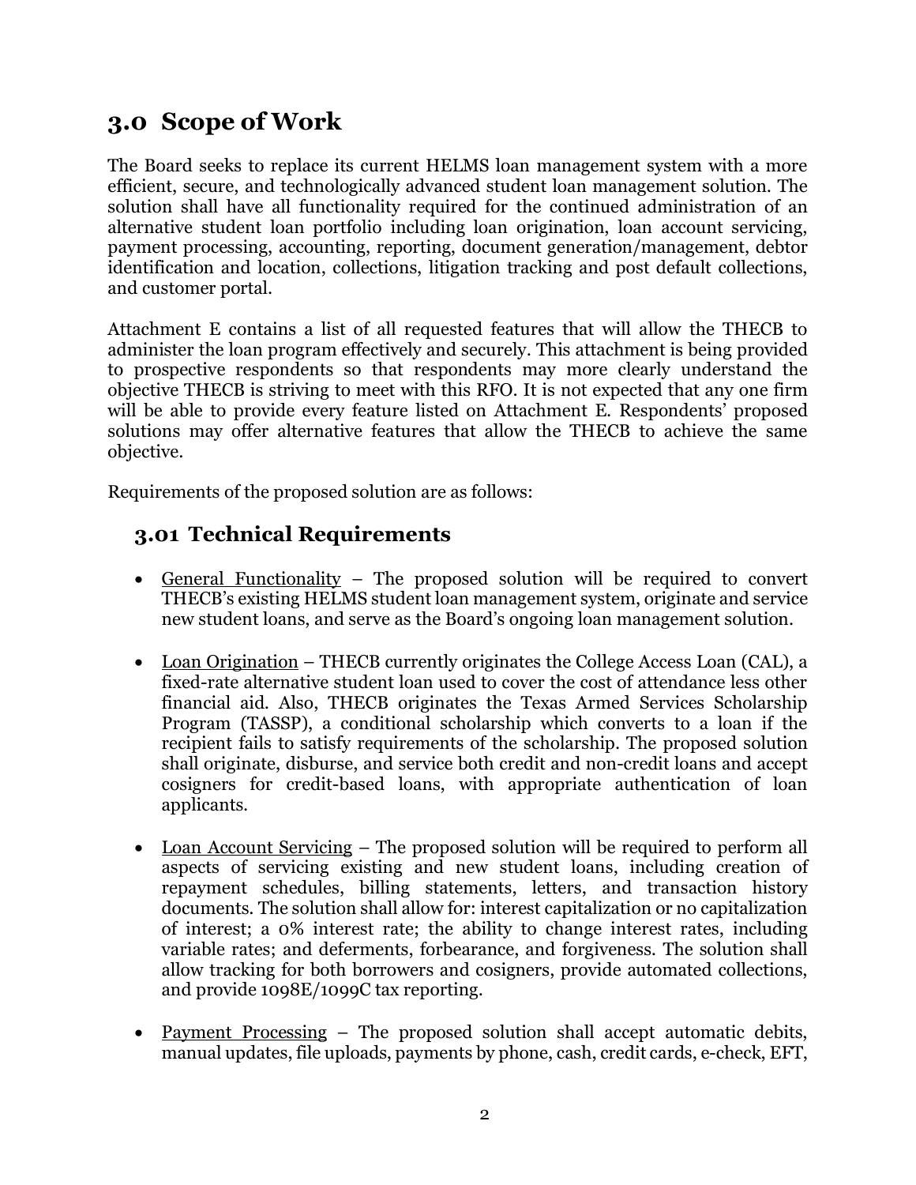## 3.0 Scope of Work

The Board seeks to replace its current HELMS loan management system with a more efficient, secure, and technologically advanced student loan management solution. The solution shall have all functionality required for the continued administration of an alternative student loan portfolio including loan origination, loan account servicing, payment processing, accounting, reporting, document generation/management, debtor identification and location, collections, litigation tracking and post default collections, and customer portal.

Attachment E contains a list of all requested features that will allow the THECB to administer the loan program effectively and securely. This attachment is being provided to prospective respondents so that respondents may more clearly understand the objective THECB is striving to meet with this RFO. It is not expected that any one firm will be able to provide every feature listed on Attachment E. Respondents' proposed solutions may offer alternative features that allow the THECB to achieve the same objective.

Requirements of the proposed solution are as follows:

### 3.01 Technical Requirements

- General Functionality – The proposed solution will be required to convert THECB's existing HELMS student loan management system, originate and service new student loans, and serve as the Board's ongoing loan management solution.

- Loan Origination – THECB currently originates the College Access Loan (CAL), a fixed-rate alternative student loan used to cover the cost of attendance less other financial aid. Also, THECB originates the Texas Armed Services Scholarship Program (TASSP), a conditional scholarship which converts to a loan if the recipient fails to satisfy requirements of the scholarship. The proposed solution shall originate, disburse, and service both credit and non-credit loans and accept cosigners for credit-based loans, with appropriate authentication of loan applicants.

- Loan Account Servicing – The proposed solution will be required to perform all aspects of servicing existing and new student loans, including creation of repayment schedules, billing statements, letters, and transaction history documents. The solution shall allow for: interest capitalization or no capitalization of interest; a 0% interest rate; the ability to change interest rates, including variable rates; and deferments, forbearance, and forgiveness. The solution shall allow tracking for both borrowers and cosigners, provide automated collections, and provide 1098E/1099C tax reporting.

- Payment Processing – The proposed solution shall accept automatic debits, manual updates, file uploads, payments by phone, cash, credit cards, e-check, EFT,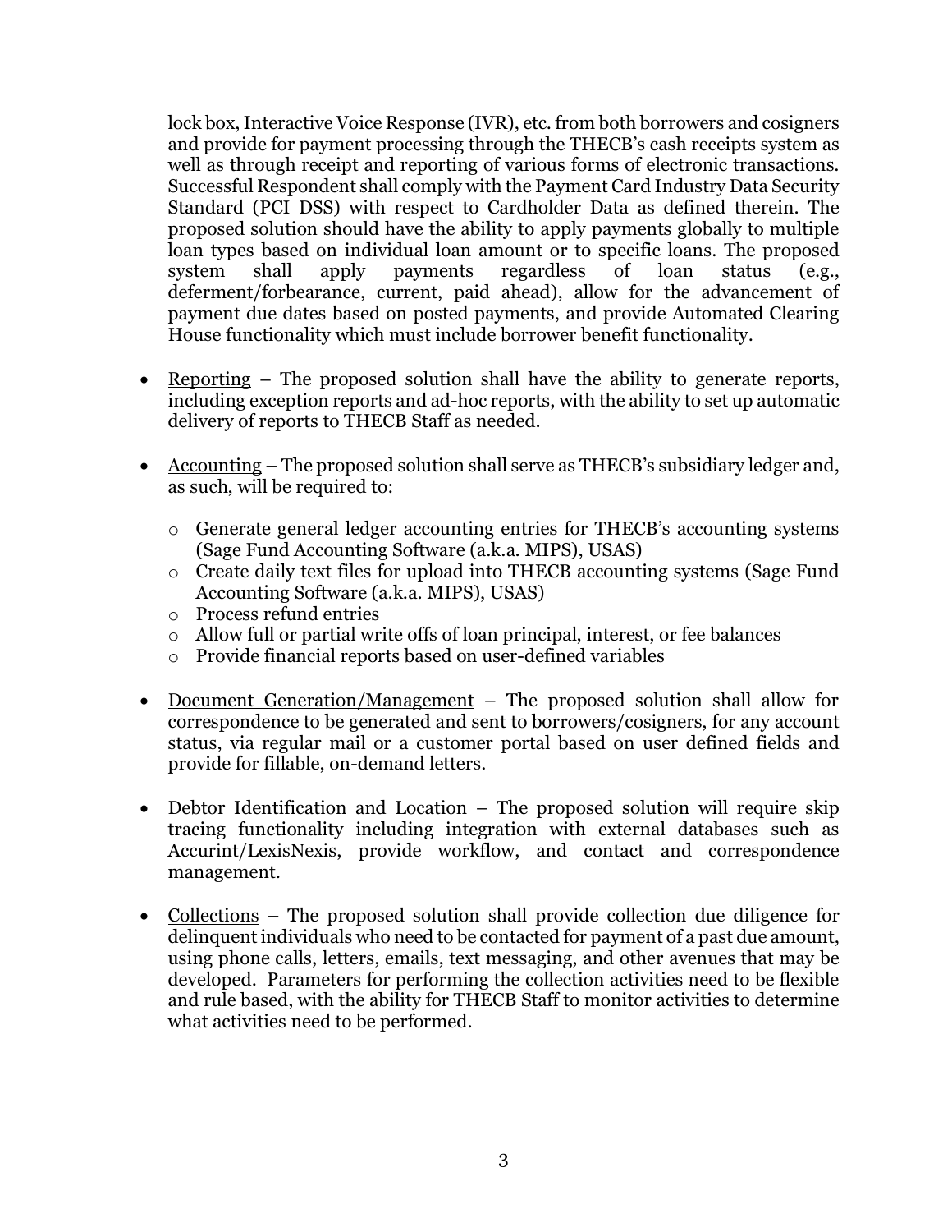lock box, Interactive Voice Response (IVR), etc. from both borrowers and cosigners and provide for payment processing through the THECB's cash receipts system as well as through receipt and reporting of various forms of electronic transactions. Successful Respondent shall comply with the Payment Card Industry Data Security Standard (PCI DSS) with respect to Cardholder Data as defined therein. The proposed solution should have the ability to apply payments globally to multiple loan types based on individual loan amount or to specific loans. The proposed system shall apply payments regardless of loan status (e.g., deferment/forbearance, current, paid ahead), allow for the advancement of payment due dates based on posted payments, and provide Automated Clearing House functionality which must include borrower benefit functionality.

- Reporting – The proposed solution shall have the ability to generate reports, including exception reports and ad-hoc reports, with the ability to set up automatic delivery of reports to THECB Staff as needed.

- Accounting – The proposed solution shall serve as THECB's subsidiary ledger and, as such, will be required to:

  - Generate general ledger accounting entries for THECB's accounting systems (Sage Fund Accounting Software (a.k.a. MIPS), USAS)
  - Create daily text files for upload into THECB accounting systems (Sage Fund Accounting Software (a.k.a. MIPS), USAS)
  - Process refund entries
  - Allow full or partial write offs of loan principal, interest, or fee balances
  - Provide financial reports based on user-defined variables

- Document Generation/Management – The proposed solution shall allow for correspondence to be generated and sent to borrowers/cosigners, for any account status, via regular mail or a customer portal based on user defined fields and provide for fillable, on-demand letters.

- Debtor Identification and Location – The proposed solution will require skip tracing functionality including integration with external databases such as Accurint/LexisNexis, provide workflow, and contact and correspondence management.

- Collections – The proposed solution shall provide collection due diligence for delinquent individuals who need to be contacted for payment of a past due amount, using phone calls, letters, emails, text messaging, and other avenues that may be developed. Parameters for performing the collection activities need to be flexible and rule based, with the ability for THECB Staff to monitor activities to determine what activities need to be performed.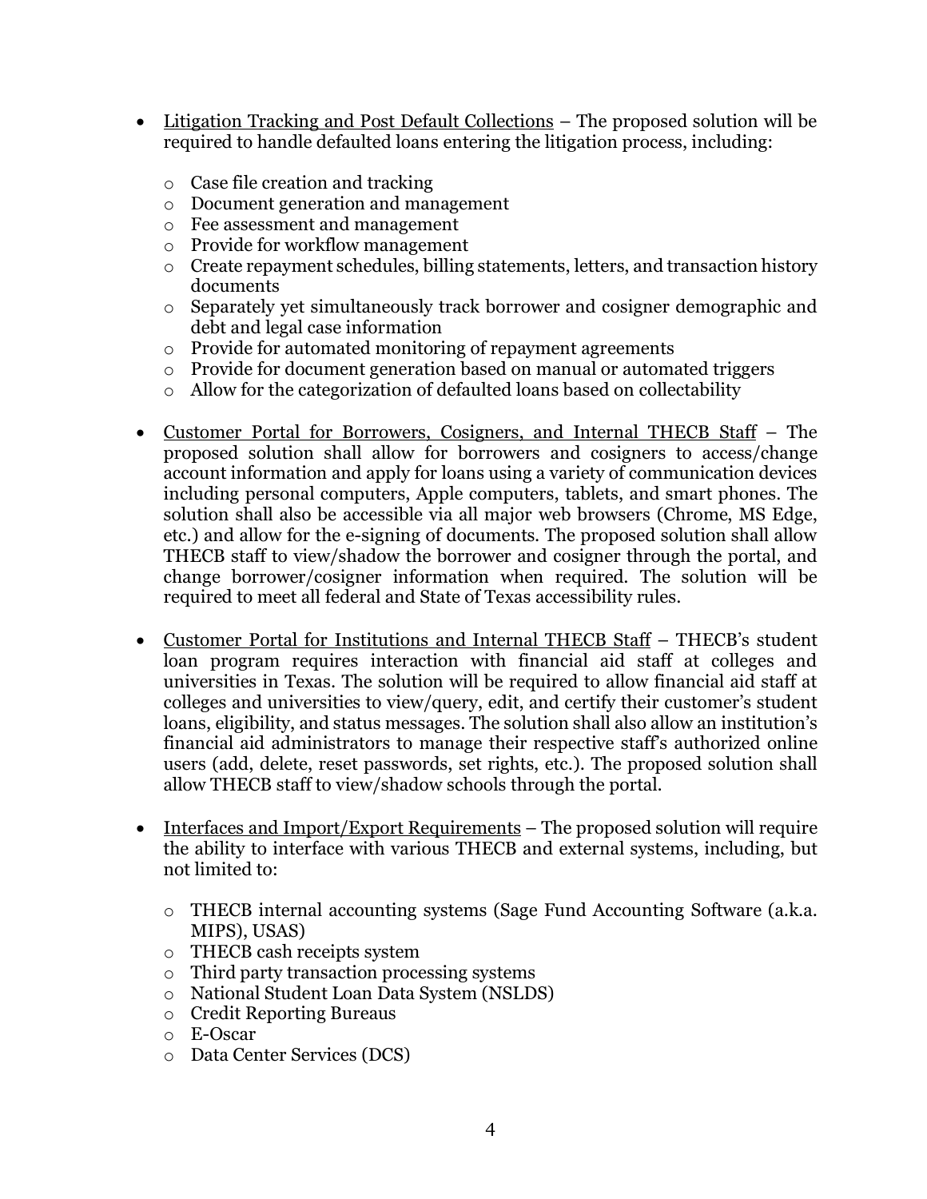- <u>Litigation Tracking and Post Default Collections</u> – The proposed solution will be required to handle defaulted loans entering the litigation process, including:
  - Case file creation and tracking
  - Document generation and management
  - Fee assessment and management
  - Provide for workflow management
  - Create repayment schedules, billing statements, letters, and transaction history documents
  - Separately yet simultaneously track borrower and cosigner demographic and debt and legal case information
  - Provide for automated monitoring of repayment agreements
  - Provide for document generation based on manual or automated triggers
  - Allow for the categorization of defaulted loans based on collectability

- <u>Customer Portal for Borrowers, Cosigners, and Internal THECB Staff</u> – The proposed solution shall allow for borrowers and cosigners to access/change account information and apply for loans using a variety of communication devices including personal computers, Apple computers, tablets, and smart phones. The solution shall also be accessible via all major web browsers (Chrome, MS Edge, etc.) and allow for the e-signing of documents. The proposed solution shall allow THECB staff to view/shadow the borrower and cosigner through the portal, and change borrower/cosigner information when required. The solution will be required to meet all federal and State of Texas accessibility rules.

- <u>Customer Portal for Institutions and Internal THECB Staff</u> – THECB's student loan program requires interaction with financial aid staff at colleges and universities in Texas. The solution will be required to allow financial aid staff at colleges and universities to view/query, edit, and certify their customer's student loans, eligibility, and status messages. The solution shall also allow an institution's financial aid administrators to manage their respective staff's authorized online users (add, delete, reset passwords, set rights, etc.). The proposed solution shall allow THECB staff to view/shadow schools through the portal.

- <u>Interfaces and Import/Export Requirements</u> – The proposed solution will require the ability to interface with various THECB and external systems, including, but not limited to:
  - THECB internal accounting systems (Sage Fund Accounting Software (a.k.a. MIPS), USAS)
  - THECB cash receipts system
  - Third party transaction processing systems
  - National Student Loan Data System (NSLDS)
  - Credit Reporting Bureaus
  - E-Oscar
  - Data Center Services (DCS)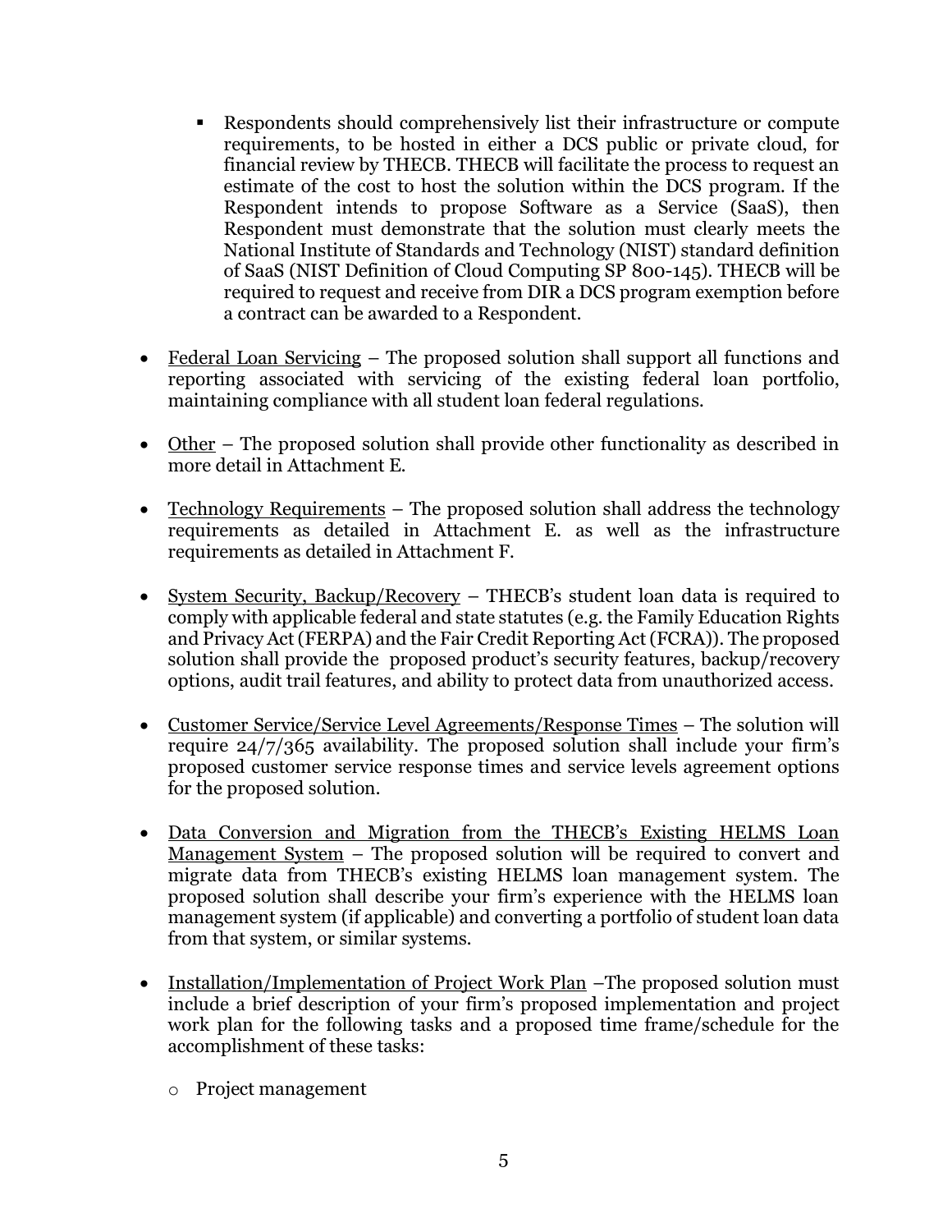- Respondents should comprehensively list their infrastructure or compute requirements, to be hosted in either a DCS public or private cloud, for financial review by THECB. THECB will facilitate the process to request an estimate of the cost to host the solution within the DCS program. If the Respondent intends to propose Software as a Service (SaaS), then Respondent must demonstrate that the solution must clearly meets the National Institute of Standards and Technology (NIST) standard definition of SaaS (NIST Definition of Cloud Computing SP 800-145). THECB will be required to request and receive from DIR a DCS program exemption before a contract can be awarded to a Respondent.

- Federal Loan Servicing – The proposed solution shall support all functions and reporting associated with servicing of the existing federal loan portfolio, maintaining compliance with all student loan federal regulations.

- Other – The proposed solution shall provide other functionality as described in more detail in Attachment E.

- Technology Requirements – The proposed solution shall address the technology requirements as detailed in Attachment E. as well as the infrastructure requirements as detailed in Attachment F.

- System Security, Backup/Recovery – THECB's student loan data is required to comply with applicable federal and state statutes (e.g. the Family Education Rights and Privacy Act (FERPA) and the Fair Credit Reporting Act (FCRA)). The proposed solution shall provide the proposed product's security features, backup/recovery options, audit trail features, and ability to protect data from unauthorized access.

- Customer Service/Service Level Agreements/Response Times – The solution will require 24/7/365 availability. The proposed solution shall include your firm's proposed customer service response times and service levels agreement options for the proposed solution.

- Data Conversion and Migration from the THECB's Existing HELMS Loan Management System – The proposed solution will be required to convert and migrate data from THECB's existing HELMS loan management system. The proposed solution shall describe your firm's experience with the HELMS loan management system (if applicable) and converting a portfolio of student loan data from that system, or similar systems.

- Installation/Implementation of Project Work Plan –The proposed solution must include a brief description of your firm's proposed implementation and project work plan for the following tasks and a proposed time frame/schedule for the accomplishment of these tasks:

    - Project management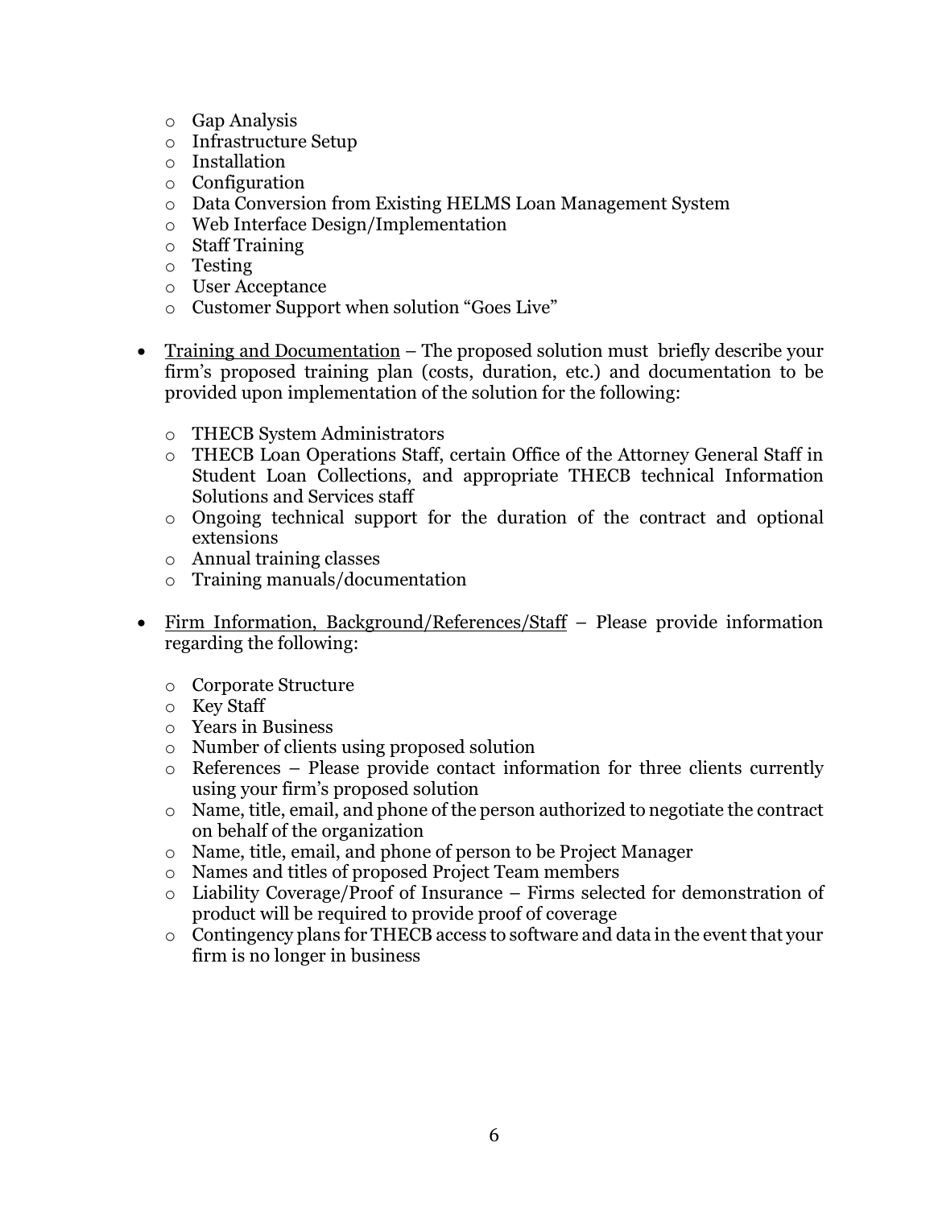- Gap Analysis
  - Infrastructure Setup
  - Installation
  - Configuration
  - Data Conversion from Existing HELMS Loan Management System
  - Web Interface Design/Implementation
  - Staff Training
  - Testing
  - User Acceptance
  - Customer Support when solution "Goes Live"

- Training and Documentation – The proposed solution must briefly describe your firm's proposed training plan (costs, duration, etc.) and documentation to be provided upon implementation of the solution for the following:

  - THECB System Administrators
  - THECB Loan Operations Staff, certain Office of the Attorney General Staff in Student Loan Collections, and appropriate THECB technical Information Solutions and Services staff
  - Ongoing technical support for the duration of the contract and optional extensions
  - Annual training classes
  - Training manuals/documentation

- Firm Information, Background/References/Staff – Please provide information regarding the following:

  - Corporate Structure
  - Key Staff
  - Years in Business
  - Number of clients using proposed solution
  - References – Please provide contact information for three clients currently using your firm's proposed solution
  - Name, title, email, and phone of the person authorized to negotiate the contract on behalf of the organization
  - Name, title, email, and phone of person to be Project Manager
  - Names and titles of proposed Project Team members
  - Liability Coverage/Proof of Insurance – Firms selected for demonstration of product will be required to provide proof of coverage
  - Contingency plans for THECB access to software and data in the event that your firm is no longer in business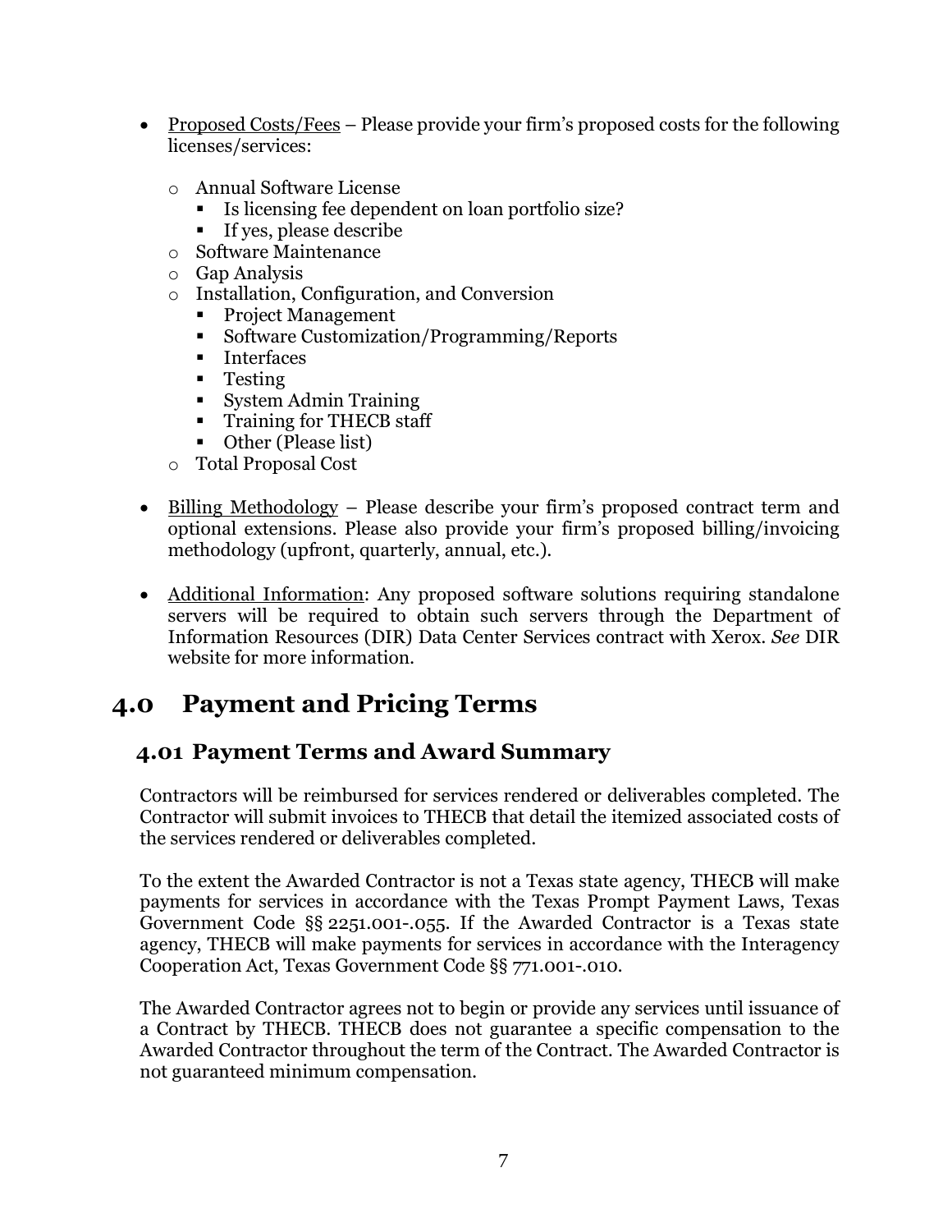- Proposed Costs/Fees – Please provide your firm's proposed costs for the following licenses/services:
  - Annual Software License
    - Is licensing fee dependent on loan portfolio size?
    - If yes, please describe
  - Software Maintenance
  - Gap Analysis
  - Installation, Configuration, and Conversion
    - Project Management
    - Software Customization/Programming/Reports
    - Interfaces
    - Testing
    - System Admin Training
    - Training for THECB staff
    - Other (Please list)
  - Total Proposal Cost

- Billing Methodology – Please describe your firm's proposed contract term and optional extensions. Please also provide your firm's proposed billing/invoicing methodology (upfront, quarterly, annual, etc.).

- Additional Information: Any proposed software solutions requiring standalone servers will be required to obtain such servers through the Department of Information Resources (DIR) Data Center Services contract with Xerox. *See* DIR website for more information.

# 4.0 Payment and Pricing Terms

## 4.01 Payment Terms and Award Summary

Contractors will be reimbursed for services rendered or deliverables completed. The Contractor will submit invoices to THECB that detail the itemized associated costs of the services rendered or deliverables completed.

To the extent the Awarded Contractor is not a Texas state agency, THECB will make payments for services in accordance with the Texas Prompt Payment Laws, Texas Government Code §§ 2251.001-.055. If the Awarded Contractor is a Texas state agency, THECB will make payments for services in accordance with the Interagency Cooperation Act, Texas Government Code §§ 771.001-.010.

The Awarded Contractor agrees not to begin or provide any services until issuance of a Contract by THECB. THECB does not guarantee a specific compensation to the Awarded Contractor throughout the term of the Contract. The Awarded Contractor is not guaranteed minimum compensation.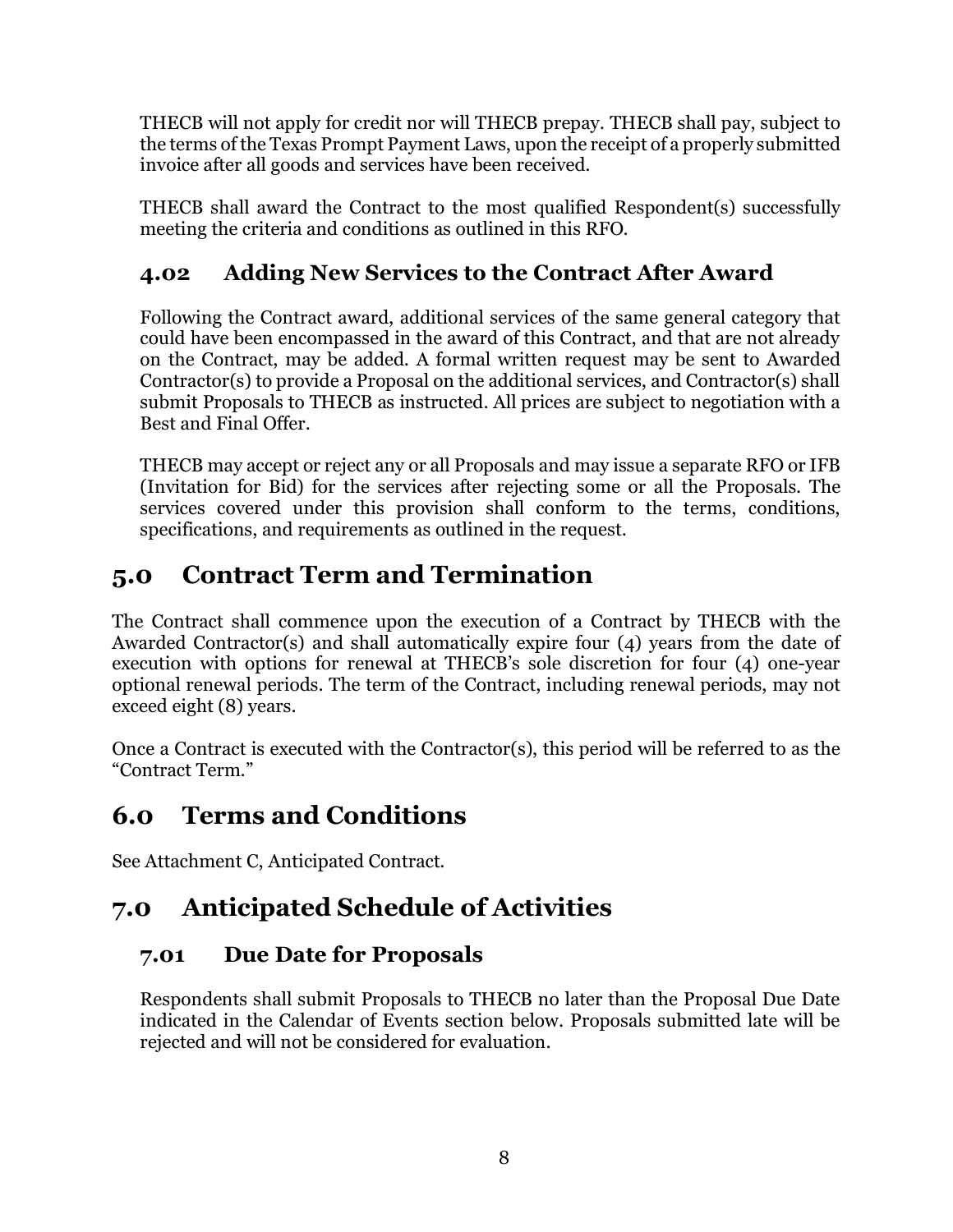THECB will not apply for credit nor will THECB prepay. THECB shall pay, subject to the terms of the Texas Prompt Payment Laws, upon the receipt of a properly submitted invoice after all goods and services have been received.

THECB shall award the Contract to the most qualified Respondent(s) successfully meeting the criteria and conditions as outlined in this RFO.

### 4.02 Adding New Services to the Contract After Award

Following the Contract award, additional services of the same general category that could have been encompassed in the award of this Contract, and that are not already on the Contract, may be added. A formal written request may be sent to Awarded Contractor(s) to provide a Proposal on the additional services, and Contractor(s) shall submit Proposals to THECB as instructed. All prices are subject to negotiation with a Best and Final Offer.

THECB may accept or reject any or all Proposals and may issue a separate RFO or IFB (Invitation for Bid) for the services after rejecting some or all the Proposals. The services covered under this provision shall conform to the terms, conditions, specifications, and requirements as outlined in the request.

## 5.0 Contract Term and Termination

The Contract shall commence upon the execution of a Contract by THECB with the Awarded Contractor(s) and shall automatically expire four (4) years from the date of execution with options for renewal at THECB's sole discretion for four (4) one-year optional renewal periods. The term of the Contract, including renewal periods, may not exceed eight (8) years.

Once a Contract is executed with the Contractor(s), this period will be referred to as the "Contract Term."

## 6.0 Terms and Conditions

See Attachment C, Anticipated Contract.

## 7.0 Anticipated Schedule of Activities

### 7.01 Due Date for Proposals

Respondents shall submit Proposals to THECB no later than the Proposal Due Date indicated in the Calendar of Events section below. Proposals submitted late will be rejected and will not be considered for evaluation.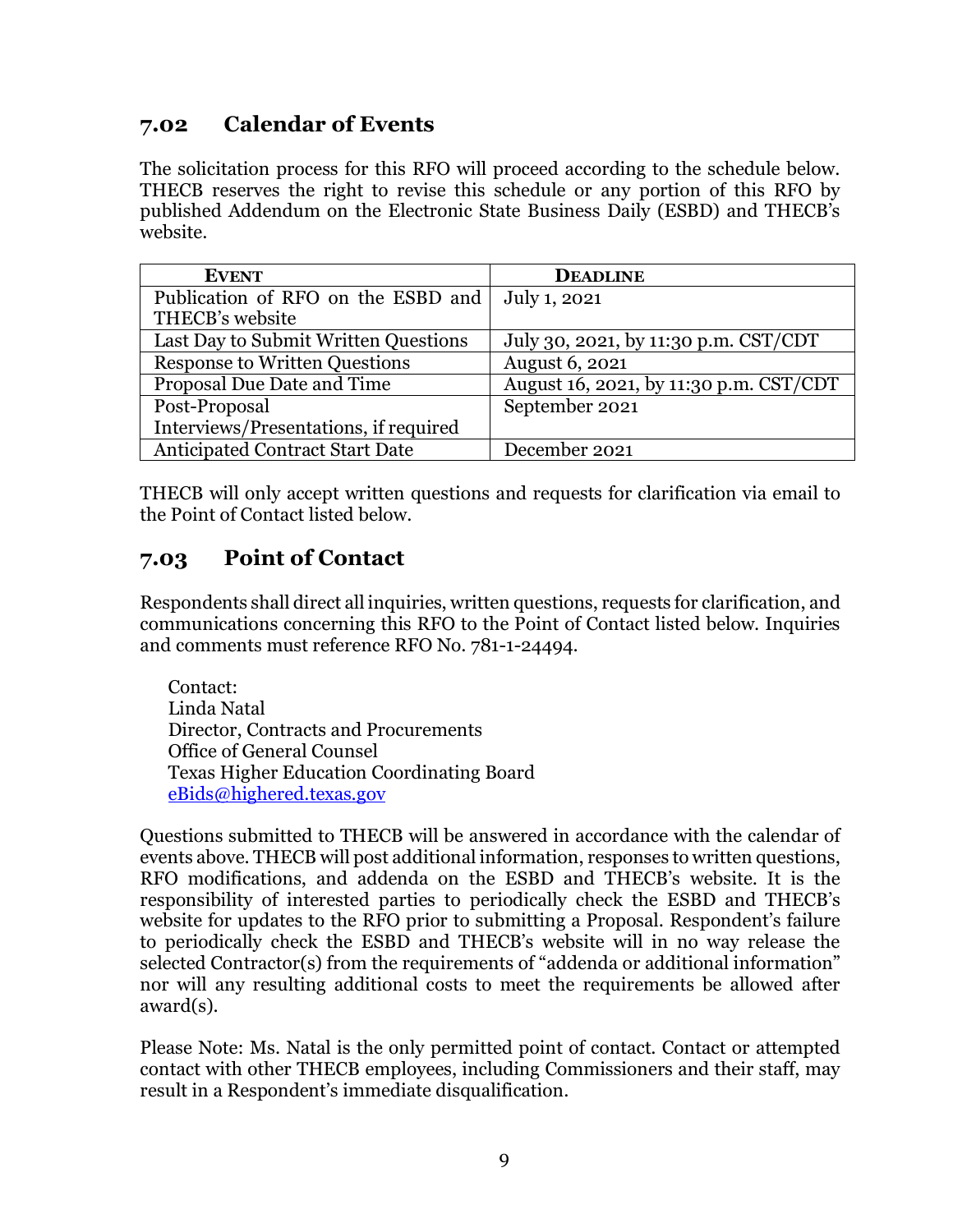## 7.02 Calendar of Events

The solicitation process for this RFO will proceed according to the schedule below. THECB reserves the right to revise this schedule or any portion of this RFO by published Addendum on the Electronic State Business Daily (ESBD) and THECB's website.

| EVENT | DEADLINE |
|---|---|
| Publication of RFO on the ESBD and THECB's website | July 1, 2021 |
| Last Day to Submit Written Questions | July 30, 2021, by 11:30 p.m. CST/CDT |
| Response to Written Questions | August 6, 2021 |
| Proposal Due Date and Time | August 16, 2021, by 11:30 p.m. CST/CDT |
| Post-Proposal Interviews/Presentations, if required | September 2021 |
| Anticipated Contract Start Date | December 2021 |

THECB will only accept written questions and requests for clarification via email to the Point of Contact listed below.

## 7.03 Point of Contact

Respondents shall direct all inquiries, written questions, requests for clarification, and communications concerning this RFO to the Point of Contact listed below. Inquiries and comments must reference RFO No. 781-1-24494.

Contact:
Linda Natal
Director, Contracts and Procurements
Office of General Counsel
Texas Higher Education Coordinating Board
eBids@highered.texas.gov

Questions submitted to THECB will be answered in accordance with the calendar of events above. THECB will post additional information, responses to written questions, RFO modifications, and addenda on the ESBD and THECB's website. It is the responsibility of interested parties to periodically check the ESBD and THECB's website for updates to the RFO prior to submitting a Proposal. Respondent's failure to periodically check the ESBD and THECB's website will in no way release the selected Contractor(s) from the requirements of "addenda or additional information" nor will any resulting additional costs to meet the requirements be allowed after award(s).

Please Note: Ms. Natal is the only permitted point of contact. Contact or attempted contact with other THECB employees, including Commissioners and their staff, may result in a Respondent's immediate disqualification.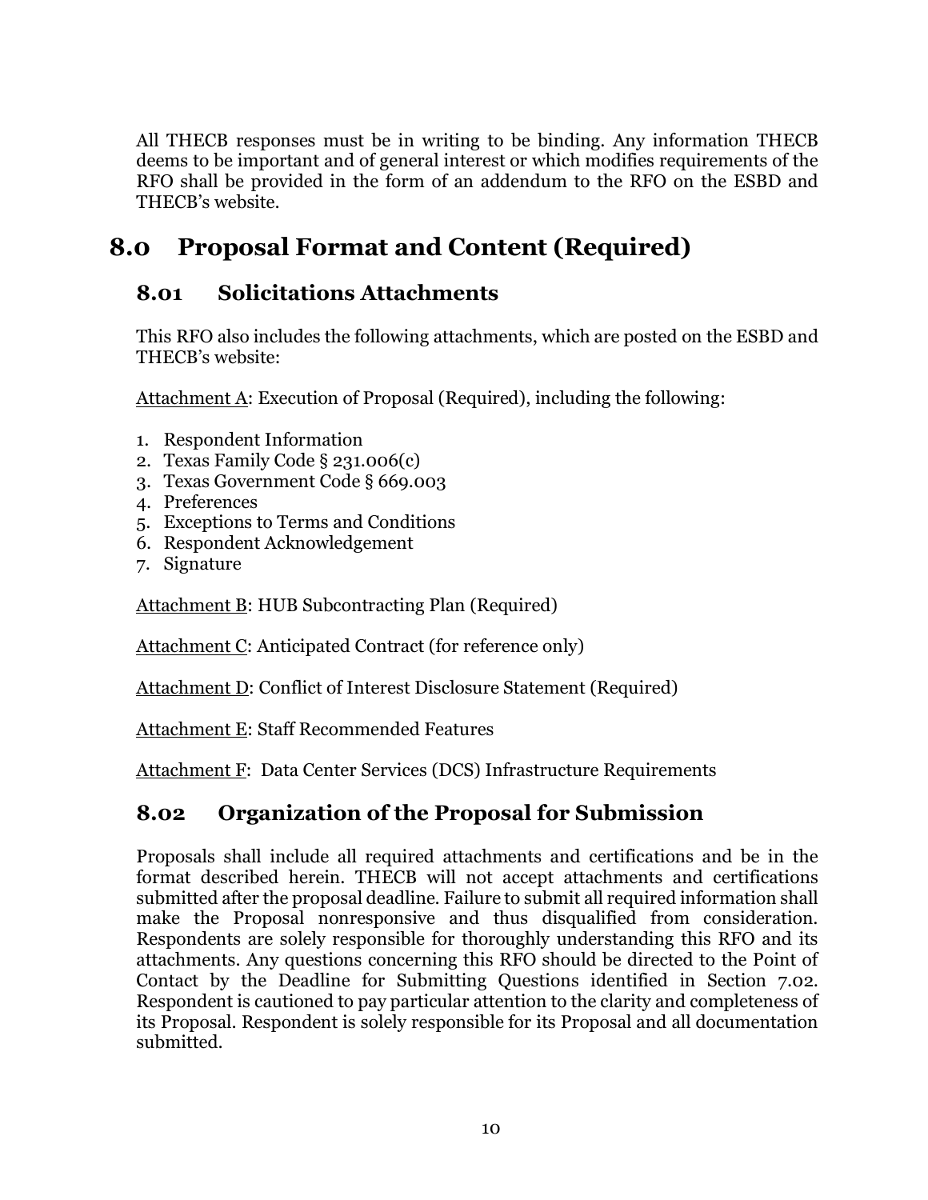All THECB responses must be in writing to be binding. Any information THECB deems to be important and of general interest or which modifies requirements of the RFO shall be provided in the form of an addendum to the RFO on the ESBD and THECB's website.

# 8.0 Proposal Format and Content (Required)

## 8.01 Solicitations Attachments

This RFO also includes the following attachments, which are posted on the ESBD and THECB's website:

Attachment A: Execution of Proposal (Required), including the following:

1. Respondent Information
2. Texas Family Code § 231.006(c)
3. Texas Government Code § 669.003
4. Preferences
5. Exceptions to Terms and Conditions
6. Respondent Acknowledgement
7. Signature

Attachment B: HUB Subcontracting Plan (Required)

Attachment C: Anticipated Contract (for reference only)

Attachment D: Conflict of Interest Disclosure Statement (Required)

Attachment E: Staff Recommended Features

Attachment F: Data Center Services (DCS) Infrastructure Requirements

## 8.02 Organization of the Proposal for Submission

Proposals shall include all required attachments and certifications and be in the format described herein. THECB will not accept attachments and certifications submitted after the proposal deadline. Failure to submit all required information shall make the Proposal nonresponsive and thus disqualified from consideration. Respondents are solely responsible for thoroughly understanding this RFO and its attachments. Any questions concerning this RFO should be directed to the Point of Contact by the Deadline for Submitting Questions identified in Section 7.02. Respondent is cautioned to pay particular attention to the clarity and completeness of its Proposal. Respondent is solely responsible for its Proposal and all documentation submitted.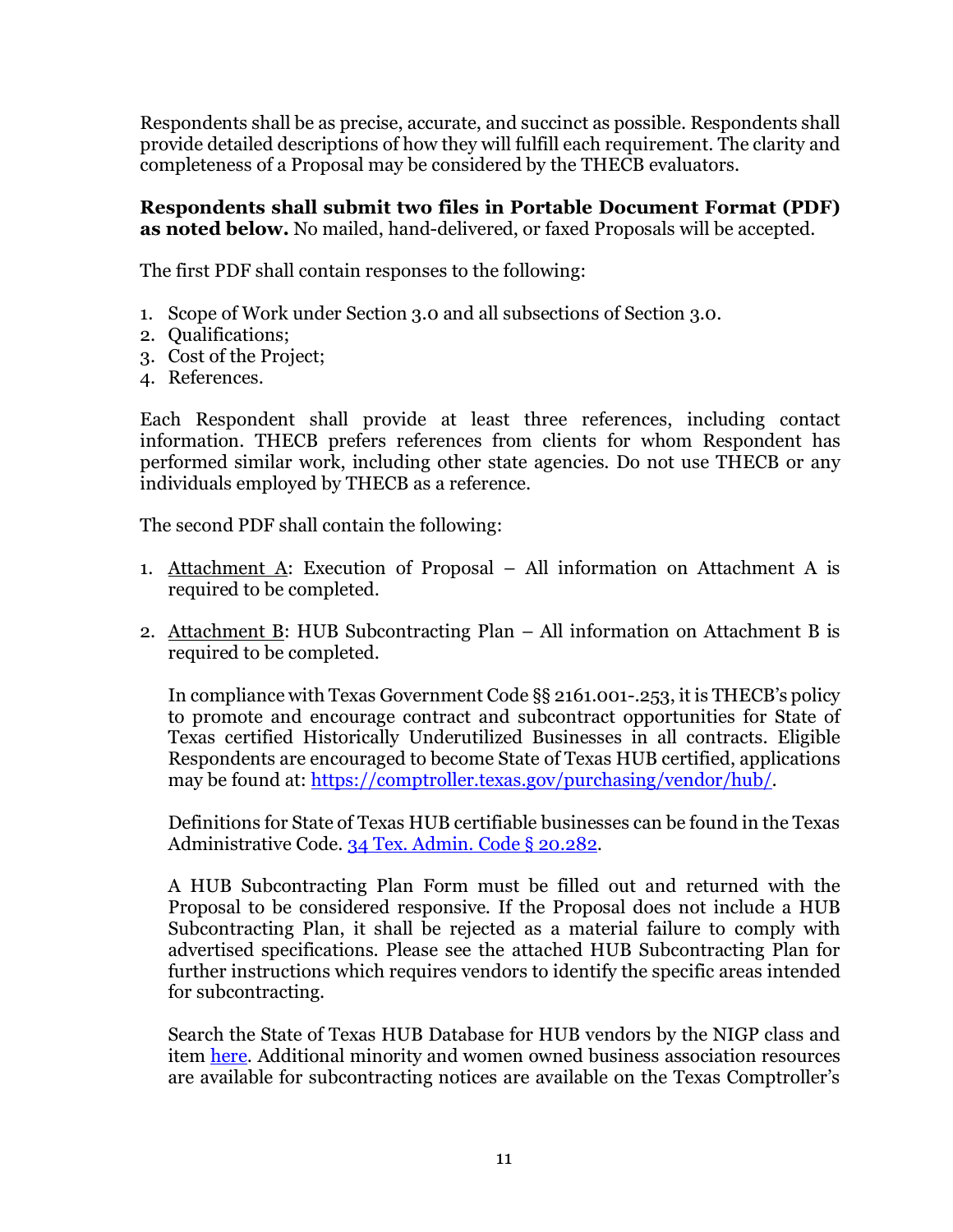Respondents shall be as precise, accurate, and succinct as possible. Respondents shall provide detailed descriptions of how they will fulfill each requirement. The clarity and completeness of a Proposal may be considered by the THECB evaluators.

**Respondents shall submit two files in Portable Document Format (PDF) as noted below.** No mailed, hand-delivered, or faxed Proposals will be accepted.

The first PDF shall contain responses to the following:

1. Scope of Work under Section 3.0 and all subsections of Section 3.0.
2. Qualifications;
3. Cost of the Project;
4. References.

Each Respondent shall provide at least three references, including contact information. THECB prefers references from clients for whom Respondent has performed similar work, including other state agencies. Do not use THECB or any individuals employed by THECB as a reference.

The second PDF shall contain the following:

1. Attachment A: Execution of Proposal – All information on Attachment A is required to be completed.

2. Attachment B: HUB Subcontracting Plan – All information on Attachment B is required to be completed.

   In compliance with Texas Government Code §§ 2161.001-.253, it is THECB's policy to promote and encourage contract and subcontract opportunities for State of Texas certified Historically Underutilized Businesses in all contracts. Eligible Respondents are encouraged to become State of Texas HUB certified, applications may be found at: [https://comptroller.texas.gov/purchasing/vendor/hub/](https://comptroller.texas.gov/purchasing/vendor/hub/).

   Definitions for State of Texas HUB certifiable businesses can be found in the Texas Administrative Code. 34 Tex. Admin. Code § 20.282.

   A HUB Subcontracting Plan Form must be filled out and returned with the Proposal to be considered responsive. If the Proposal does not include a HUB Subcontracting Plan, it shall be rejected as a material failure to comply with advertised specifications. Please see the attached HUB Subcontracting Plan for further instructions which requires vendors to identify the specific areas intended for subcontracting.

   Search the State of Texas HUB Database for HUB vendors by the NIGP class and item here. Additional minority and women owned business association resources are available for subcontracting notices are available on the Texas Comptroller's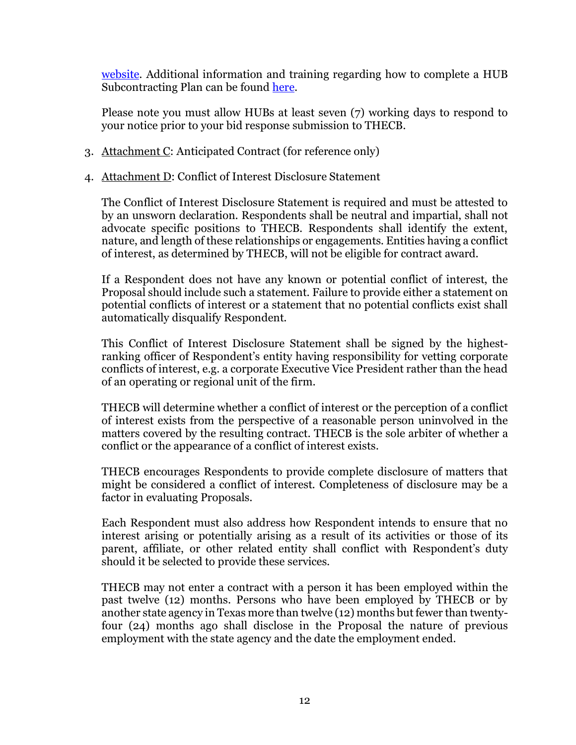website. Additional information and training regarding how to complete a HUB Subcontracting Plan can be found here.

Please note you must allow HUBs at least seven (7) working days to respond to your notice prior to your bid response submission to THECB.

3. Attachment C: Anticipated Contract (for reference only)

4. Attachment D: Conflict of Interest Disclosure Statement

   The Conflict of Interest Disclosure Statement is required and must be attested to by an unsworn declaration. Respondents shall be neutral and impartial, shall not advocate specific positions to THECB. Respondents shall identify the extent, nature, and length of these relationships or engagements. Entities having a conflict of interest, as determined by THECB, will not be eligible for contract award.

   If a Respondent does not have any known or potential conflict of interest, the Proposal should include such a statement. Failure to provide either a statement on potential conflicts of interest or a statement that no potential conflicts exist shall automatically disqualify Respondent.

   This Conflict of Interest Disclosure Statement shall be signed by the highest-ranking officer of Respondent's entity having responsibility for vetting corporate conflicts of interest, e.g. a corporate Executive Vice President rather than the head of an operating or regional unit of the firm.

   THECB will determine whether a conflict of interest or the perception of a conflict of interest exists from the perspective of a reasonable person uninvolved in the matters covered by the resulting contract. THECB is the sole arbiter of whether a conflict or the appearance of a conflict of interest exists.

   THECB encourages Respondents to provide complete disclosure of matters that might be considered a conflict of interest. Completeness of disclosure may be a factor in evaluating Proposals.

   Each Respondent must also address how Respondent intends to ensure that no interest arising or potentially arising as a result of its activities or those of its parent, affiliate, or other related entity shall conflict with Respondent's duty should it be selected to provide these services.

   THECB may not enter a contract with a person it has been employed within the past twelve (12) months. Persons who have been employed by THECB or by another state agency in Texas more than twelve (12) months but fewer than twenty-four (24) months ago shall disclose in the Proposal the nature of previous employment with the state agency and the date the employment ended.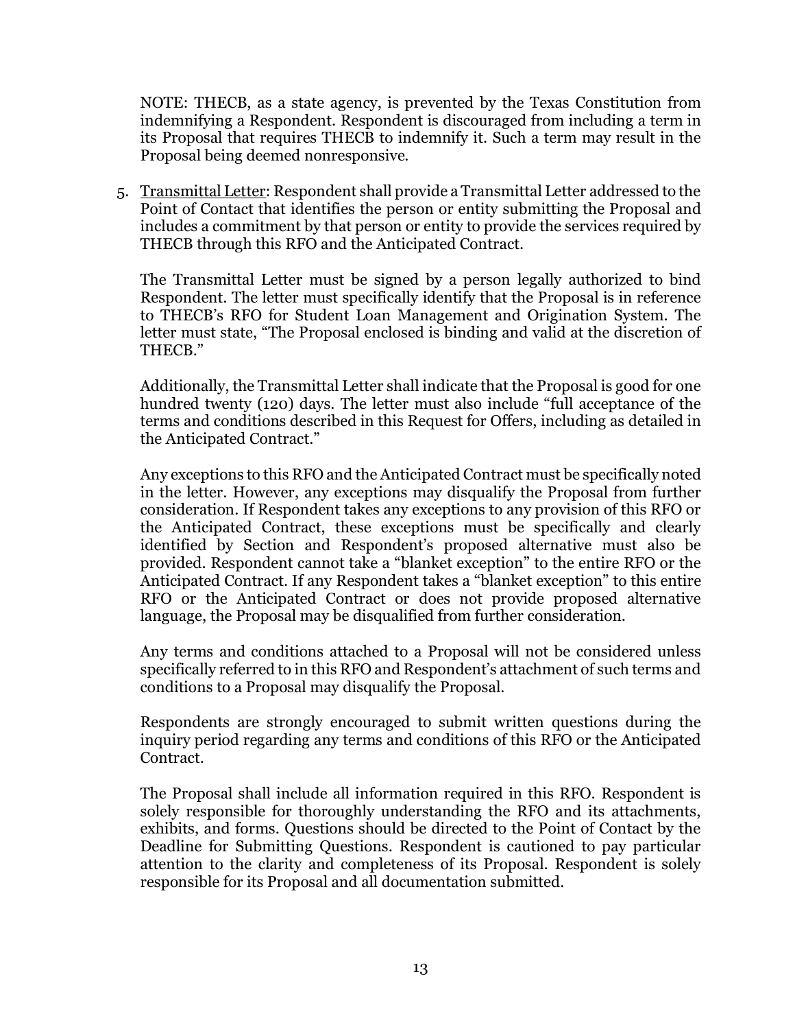NOTE: THECB, as a state agency, is prevented by the Texas Constitution from indemnifying a Respondent. Respondent is discouraged from including a term in its Proposal that requires THECB to indemnify it. Such a term may result in the Proposal being deemed nonresponsive.

5. Transmittal Letter: Respondent shall provide a Transmittal Letter addressed to the Point of Contact that identifies the person or entity submitting the Proposal and includes a commitment by that person or entity to provide the services required by THECB through this RFO and the Anticipated Contract.

   The Transmittal Letter must be signed by a person legally authorized to bind Respondent. The letter must specifically identify that the Proposal is in reference to THECB's RFO for Student Loan Management and Origination System. The letter must state, "The Proposal enclosed is binding and valid at the discretion of THECB."

   Additionally, the Transmittal Letter shall indicate that the Proposal is good for one hundred twenty (120) days. The letter must also include "full acceptance of the terms and conditions described in this Request for Offers, including as detailed in the Anticipated Contract."

   Any exceptions to this RFO and the Anticipated Contract must be specifically noted in the letter. However, any exceptions may disqualify the Proposal from further consideration. If Respondent takes any exceptions to any provision of this RFO or the Anticipated Contract, these exceptions must be specifically and clearly identified by Section and Respondent's proposed alternative must also be provided. Respondent cannot take a "blanket exception" to the entire RFO or the Anticipated Contract. If any Respondent takes a "blanket exception" to this entire RFO or the Anticipated Contract or does not provide proposed alternative language, the Proposal may be disqualified from further consideration.

   Any terms and conditions attached to a Proposal will not be considered unless specifically referred to in this RFO and Respondent's attachment of such terms and conditions to a Proposal may disqualify the Proposal.

   Respondents are strongly encouraged to submit written questions during the inquiry period regarding any terms and conditions of this RFO or the Anticipated Contract.

   The Proposal shall include all information required in this RFO. Respondent is solely responsible for thoroughly understanding the RFO and its attachments, exhibits, and forms. Questions should be directed to the Point of Contact by the Deadline for Submitting Questions. Respondent is cautioned to pay particular attention to the clarity and completeness of its Proposal. Respondent is solely responsible for its Proposal and all documentation submitted.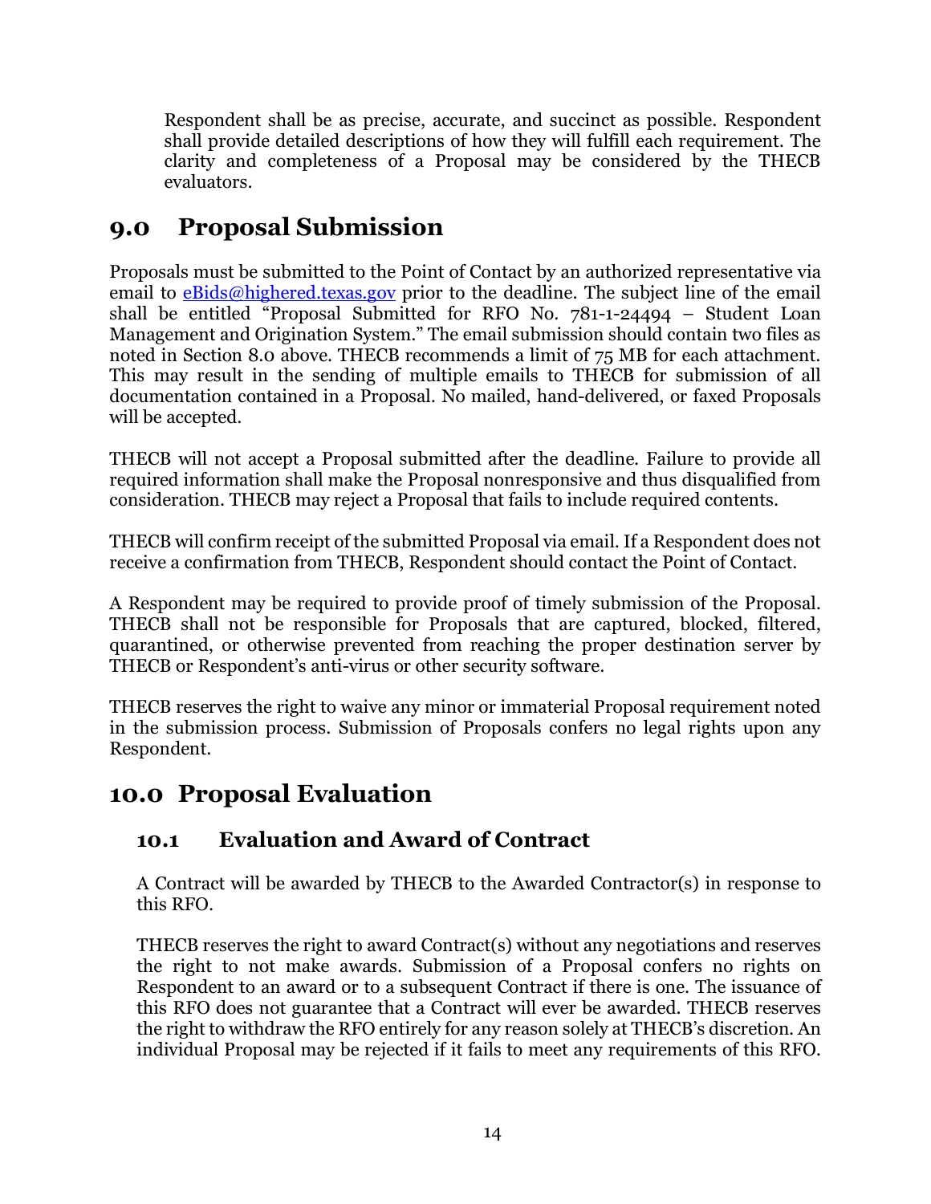Respondent shall be as precise, accurate, and succinct as possible. Respondent shall provide detailed descriptions of how they will fulfill each requirement. The clarity and completeness of a Proposal may be considered by the THECB evaluators.

# 9.0 Proposal Submission

Proposals must be submitted to the Point of Contact by an authorized representative via email to [eBids@highered.texas.gov](mailto:eBids@highered.texas.gov) prior to the deadline. The subject line of the email shall be entitled "Proposal Submitted for RFO No. 781-1-24494 – Student Loan Management and Origination System." The email submission should contain two files as noted in Section 8.0 above. THECB recommends a limit of 75 MB for each attachment. This may result in the sending of multiple emails to THECB for submission of all documentation contained in a Proposal. No mailed, hand-delivered, or faxed Proposals will be accepted.

THECB will not accept a Proposal submitted after the deadline. Failure to provide all required information shall make the Proposal nonresponsive and thus disqualified from consideration. THECB may reject a Proposal that fails to include required contents.

THECB will confirm receipt of the submitted Proposal via email. If a Respondent does not receive a confirmation from THECB, Respondent should contact the Point of Contact.

A Respondent may be required to provide proof of timely submission of the Proposal. THECB shall not be responsible for Proposals that are captured, blocked, filtered, quarantined, or otherwise prevented from reaching the proper destination server by THECB or Respondent's anti-virus or other security software.

THECB reserves the right to waive any minor or immaterial Proposal requirement noted in the submission process. Submission of Proposals confers no legal rights upon any Respondent.

# 10.0 Proposal Evaluation

## 10.1 Evaluation and Award of Contract

A Contract will be awarded by THECB to the Awarded Contractor(s) in response to this RFO.

THECB reserves the right to award Contract(s) without any negotiations and reserves the right to not make awards. Submission of a Proposal confers no rights on Respondent to an award or to a subsequent Contract if there is one. The issuance of this RFO does not guarantee that a Contract will ever be awarded. THECB reserves the right to withdraw the RFO entirely for any reason solely at THECB's discretion. An individual Proposal may be rejected if it fails to meet any requirements of this RFO.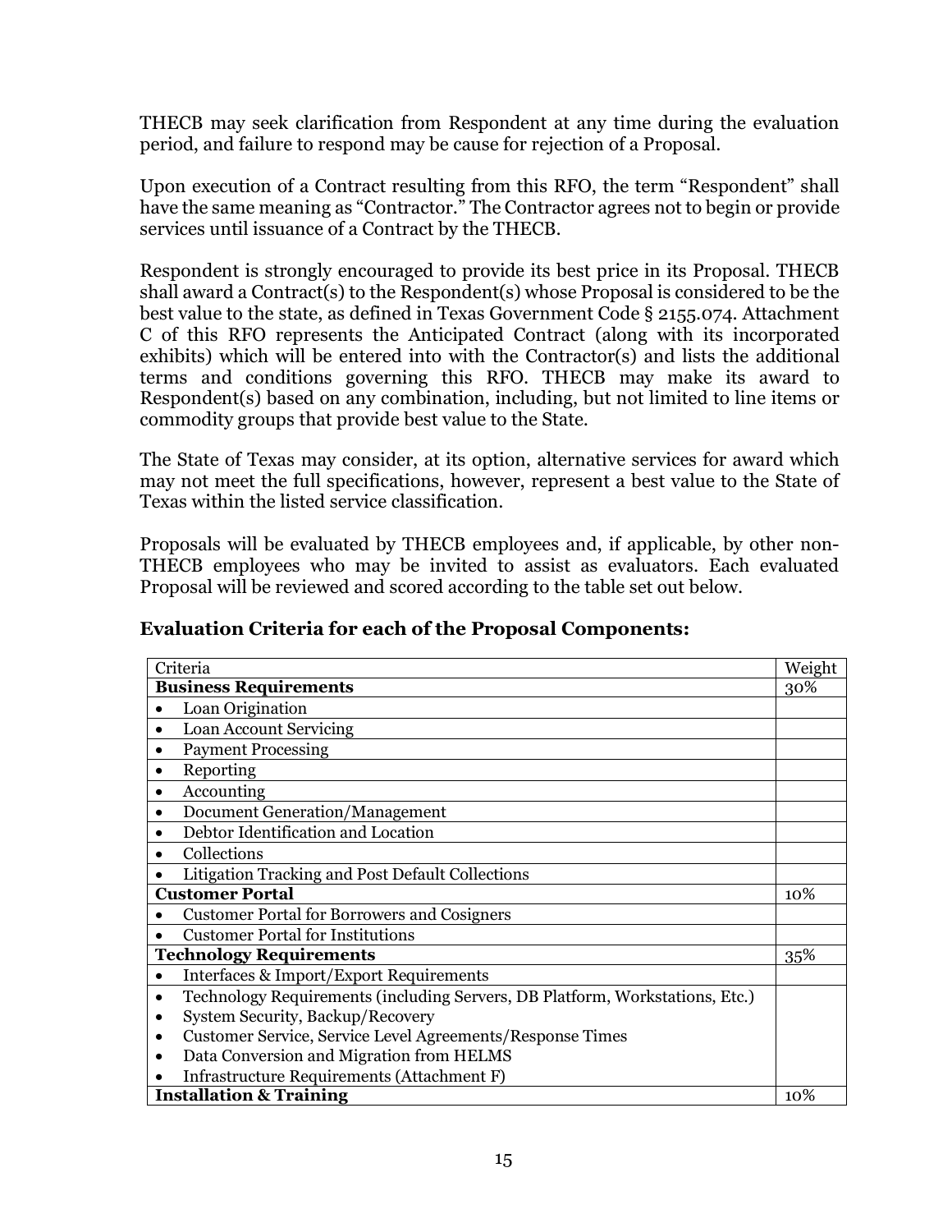THECB may seek clarification from Respondent at any time during the evaluation period, and failure to respond may be cause for rejection of a Proposal.

Upon execution of a Contract resulting from this RFO, the term "Respondent" shall have the same meaning as "Contractor." The Contractor agrees not to begin or provide services until issuance of a Contract by the THECB.

Respondent is strongly encouraged to provide its best price in its Proposal. THECB shall award a Contract(s) to the Respondent(s) whose Proposal is considered to be the best value to the state, as defined in Texas Government Code § 2155.074. Attachment C of this RFO represents the Anticipated Contract (along with its incorporated exhibits) which will be entered into with the Contractor(s) and lists the additional terms and conditions governing this RFO. THECB may make its award to Respondent(s) based on any combination, including, but not limited to line items or commodity groups that provide best value to the State.

The State of Texas may consider, at its option, alternative services for award which may not meet the full specifications, however, represent a best value to the State of Texas within the listed service classification.

Proposals will be evaluated by THECB employees and, if applicable, by other non-THECB employees who may be invited to assist as evaluators. Each evaluated Proposal will be reviewed and scored according to the table set out below.

### Evaluation Criteria for each of the Proposal Components:

| Criteria | Weight |
|---|---|
| **Business Requirements** | 30% |
| • Loan Origination | |
| • Loan Account Servicing | |
| • Payment Processing | |
| • Reporting | |
| • Accounting | |
| • Document Generation/Management | |
| • Debtor Identification and Location | |
| • Collections | |
| • Litigation Tracking and Post Default Collections | |
| **Customer Portal** | 10% |
| • Customer Portal for Borrowers and Cosigners | |
| • Customer Portal for Institutions | |
| **Technology Requirements** | 35% |
| • Interfaces & Import/Export Requirements | |
| • Technology Requirements (including Servers, DB Platform, Workstations, Etc.)<br>• System Security, Backup/Recovery<br>• Customer Service, Service Level Agreements/Response Times<br>• Data Conversion and Migration from HELMS<br>• Infrastructure Requirements (Attachment F) | |
| **Installation & Training** | 10% |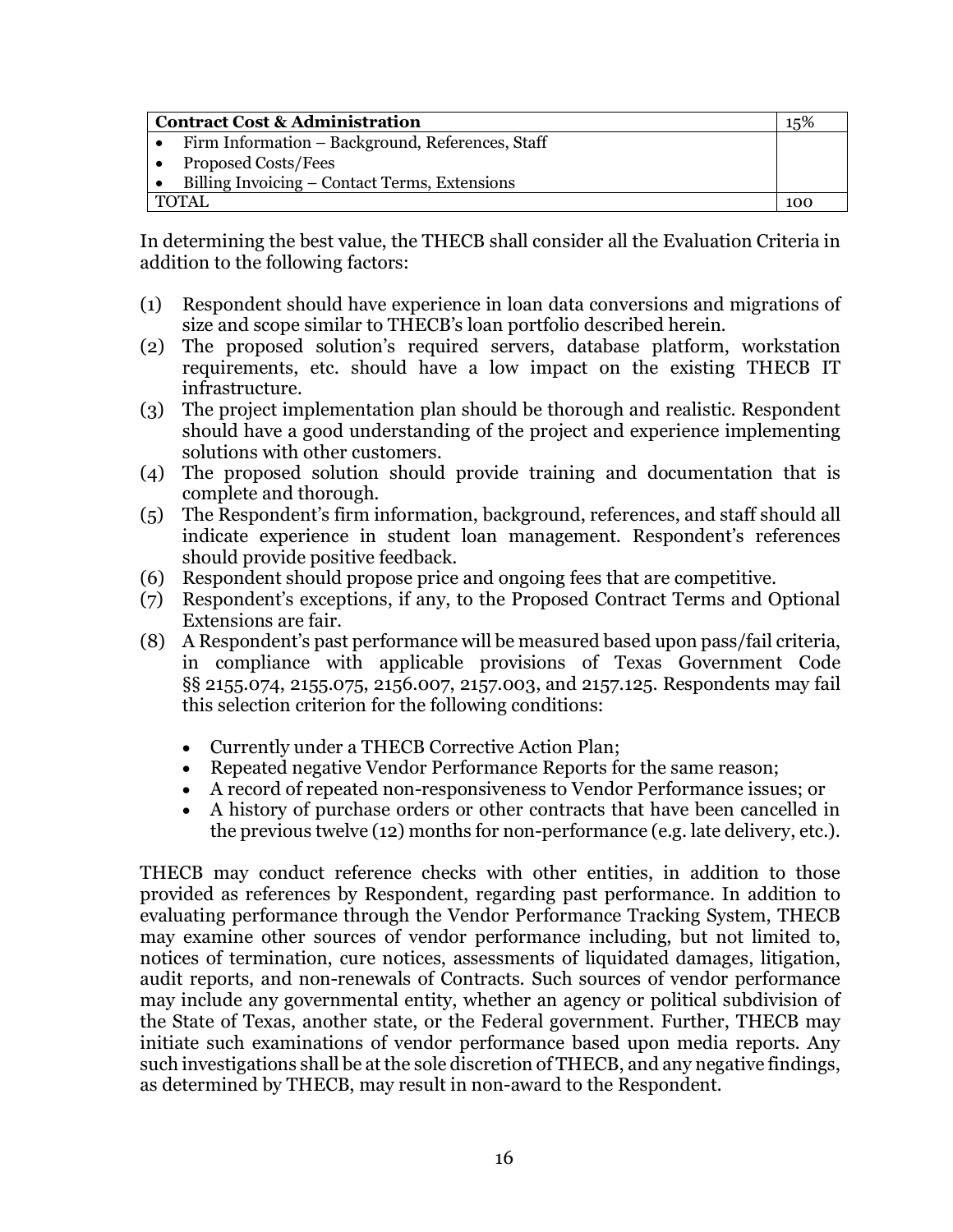| **Contract Cost & Administration** | 15% |
| --- | --- |
| • Firm Information – Background, References, Staff<br>• Proposed Costs/Fees<br>• Billing Invoicing – Contact Terms, Extensions | |
| TOTAL | 100 |

In determining the best value, the THECB shall consider all the Evaluation Criteria in addition to the following factors:

(1) Respondent should have experience in loan data conversions and migrations of size and scope similar to THECB's loan portfolio described herein.
(2) The proposed solution's required servers, database platform, workstation requirements, etc. should have a low impact on the existing THECB IT infrastructure.
(3) The project implementation plan should be thorough and realistic. Respondent should have a good understanding of the project and experience implementing solutions with other customers.
(4) The proposed solution should provide training and documentation that is complete and thorough.
(5) The Respondent's firm information, background, references, and staff should all indicate experience in student loan management. Respondent's references should provide positive feedback.
(6) Respondent should propose price and ongoing fees that are competitive.
(7) Respondent's exceptions, if any, to the Proposed Contract Terms and Optional Extensions are fair.
(8) A Respondent's past performance will be measured based upon pass/fail criteria, in compliance with applicable provisions of Texas Government Code §§ 2155.074, 2155.075, 2156.007, 2157.003, and 2157.125. Respondents may fail this selection criterion for the following conditions:

    - Currently under a THECB Corrective Action Plan;
    - Repeated negative Vendor Performance Reports for the same reason;
    - A record of repeated non-responsiveness to Vendor Performance issues; or
    - A history of purchase orders or other contracts that have been cancelled in the previous twelve (12) months for non-performance (e.g. late delivery, etc.).

THECB may conduct reference checks with other entities, in addition to those provided as references by Respondent, regarding past performance. In addition to evaluating performance through the Vendor Performance Tracking System, THECB may examine other sources of vendor performance including, but not limited to, notices of termination, cure notices, assessments of liquidated damages, litigation, audit reports, and non-renewals of Contracts. Such sources of vendor performance may include any governmental entity, whether an agency or political subdivision of the State of Texas, another state, or the Federal government. Further, THECB may initiate such examinations of vendor performance based upon media reports. Any such investigations shall be at the sole discretion of THECB, and any negative findings, as determined by THECB, may result in non-award to the Respondent.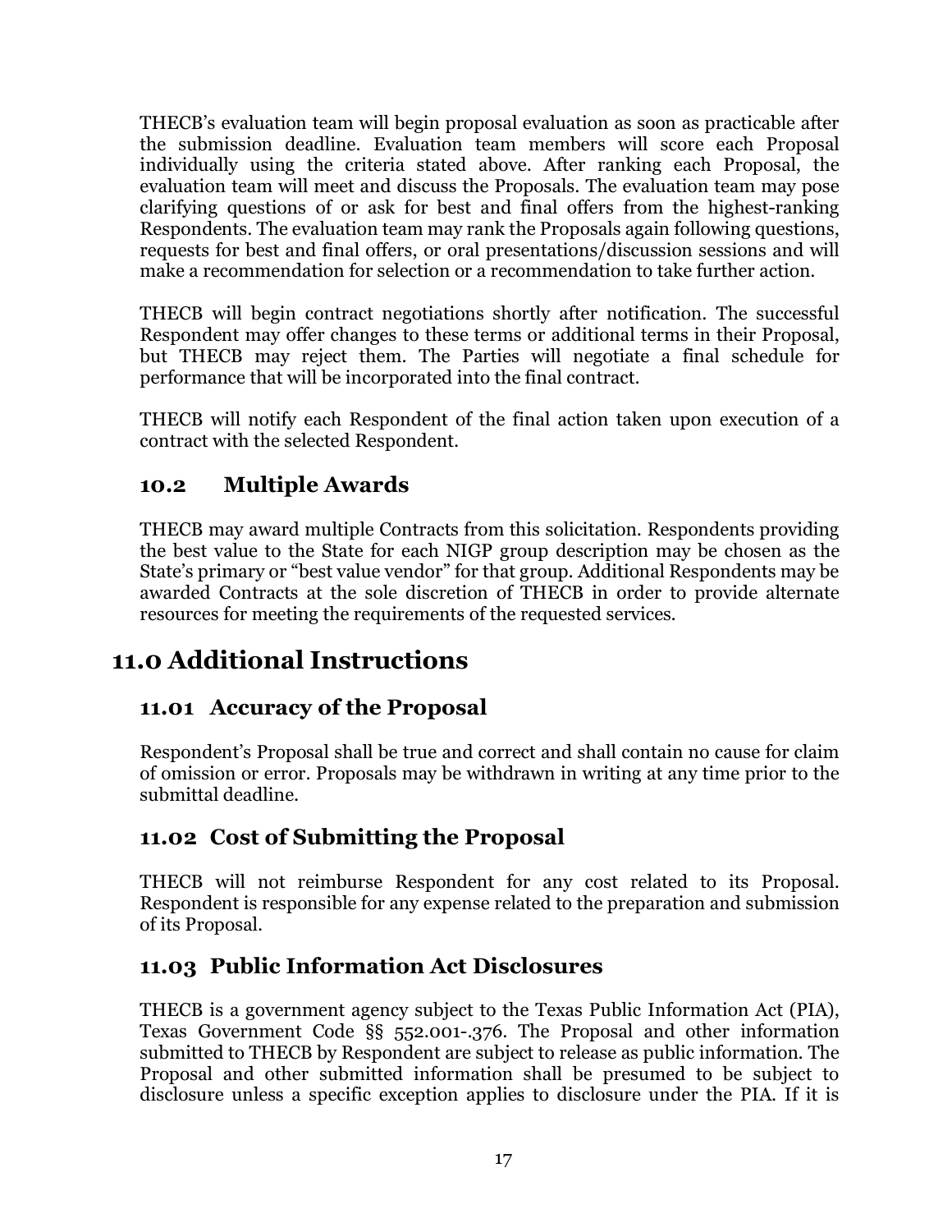THECB's evaluation team will begin proposal evaluation as soon as practicable after the submission deadline. Evaluation team members will score each Proposal individually using the criteria stated above. After ranking each Proposal, the evaluation team will meet and discuss the Proposals. The evaluation team may pose clarifying questions of or ask for best and final offers from the highest-ranking Respondents. The evaluation team may rank the Proposals again following questions, requests for best and final offers, or oral presentations/discussion sessions and will make a recommendation for selection or a recommendation to take further action.

THECB will begin contract negotiations shortly after notification. The successful Respondent may offer changes to these terms or additional terms in their Proposal, but THECB may reject them. The Parties will negotiate a final schedule for performance that will be incorporated into the final contract.

THECB will notify each Respondent of the final action taken upon execution of a contract with the selected Respondent.

## 10.2 Multiple Awards

THECB may award multiple Contracts from this solicitation. Respondents providing the best value to the State for each NIGP group description may be chosen as the State's primary or "best value vendor" for that group. Additional Respondents may be awarded Contracts at the sole discretion of THECB in order to provide alternate resources for meeting the requirements of the requested services.

# 11.0 Additional Instructions

## 11.01 Accuracy of the Proposal

Respondent's Proposal shall be true and correct and shall contain no cause for claim of omission or error. Proposals may be withdrawn in writing at any time prior to the submittal deadline.

## 11.02 Cost of Submitting the Proposal

THECB will not reimburse Respondent for any cost related to its Proposal. Respondent is responsible for any expense related to the preparation and submission of its Proposal.

## 11.03 Public Information Act Disclosures

THECB is a government agency subject to the Texas Public Information Act (PIA), Texas Government Code §§ 552.001-.376. The Proposal and other information submitted to THECB by Respondent are subject to release as public information. The Proposal and other submitted information shall be presumed to be subject to disclosure unless a specific exception applies to disclosure under the PIA. If it is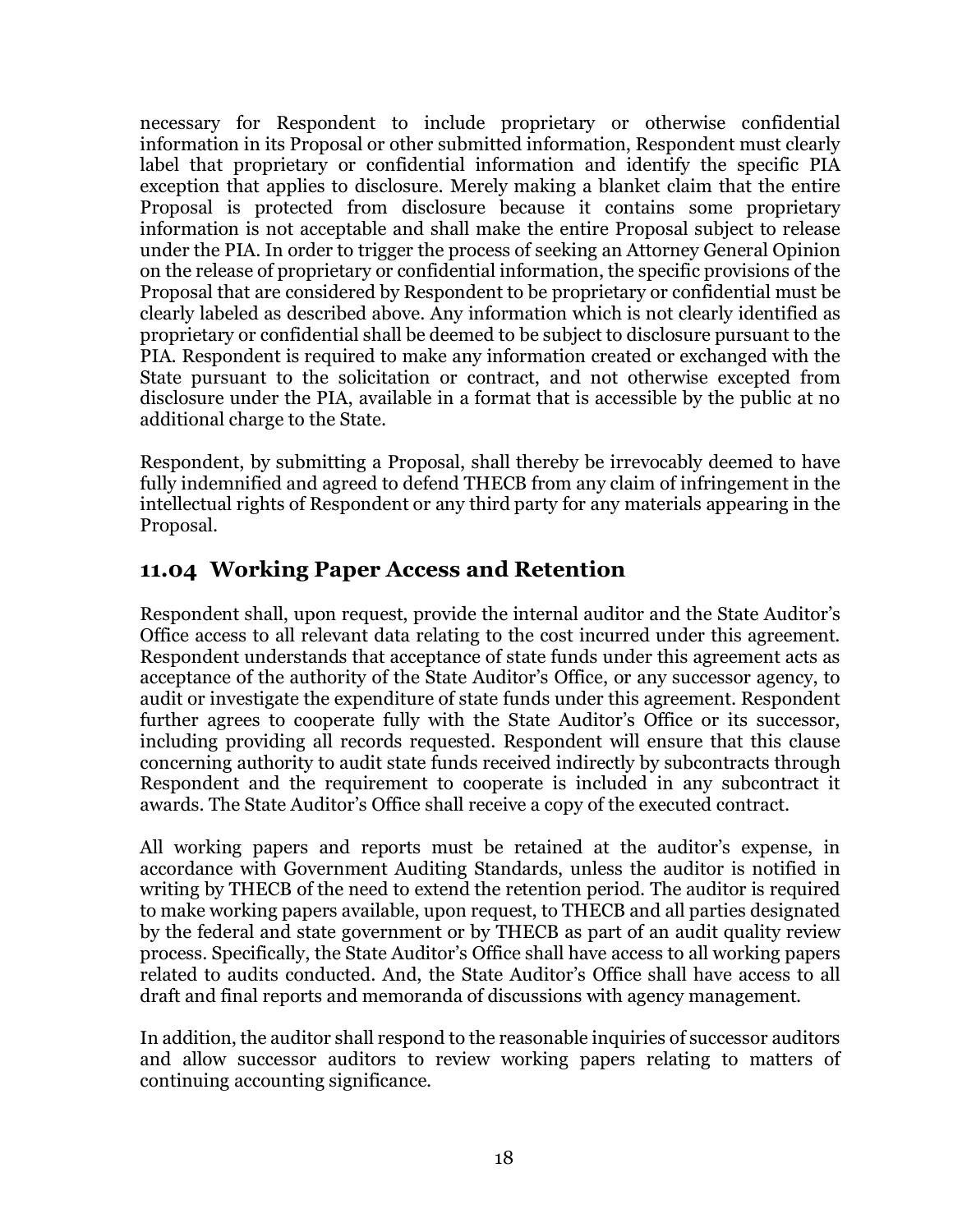necessary for Respondent to include proprietary or otherwise confidential information in its Proposal or other submitted information, Respondent must clearly label that proprietary or confidential information and identify the specific PIA exception that applies to disclosure. Merely making a blanket claim that the entire Proposal is protected from disclosure because it contains some proprietary information is not acceptable and shall make the entire Proposal subject to release under the PIA. In order to trigger the process of seeking an Attorney General Opinion on the release of proprietary or confidential information, the specific provisions of the Proposal that are considered by Respondent to be proprietary or confidential must be clearly labeled as described above. Any information which is not clearly identified as proprietary or confidential shall be deemed to be subject to disclosure pursuant to the PIA. Respondent is required to make any information created or exchanged with the State pursuant to the solicitation or contract, and not otherwise excepted from disclosure under the PIA, available in a format that is accessible by the public at no additional charge to the State.

Respondent, by submitting a Proposal, shall thereby be irrevocably deemed to have fully indemnified and agreed to defend THECB from any claim of infringement in the intellectual rights of Respondent or any third party for any materials appearing in the Proposal.

## 11.04 Working Paper Access and Retention

Respondent shall, upon request, provide the internal auditor and the State Auditor's Office access to all relevant data relating to the cost incurred under this agreement. Respondent understands that acceptance of state funds under this agreement acts as acceptance of the authority of the State Auditor's Office, or any successor agency, to audit or investigate the expenditure of state funds under this agreement. Respondent further agrees to cooperate fully with the State Auditor's Office or its successor, including providing all records requested. Respondent will ensure that this clause concerning authority to audit state funds received indirectly by subcontracts through Respondent and the requirement to cooperate is included in any subcontract it awards. The State Auditor's Office shall receive a copy of the executed contract.

All working papers and reports must be retained at the auditor's expense, in accordance with Government Auditing Standards, unless the auditor is notified in writing by THECB of the need to extend the retention period. The auditor is required to make working papers available, upon request, to THECB and all parties designated by the federal and state government or by THECB as part of an audit quality review process. Specifically, the State Auditor's Office shall have access to all working papers related to audits conducted. And, the State Auditor's Office shall have access to all draft and final reports and memoranda of discussions with agency management.

In addition, the auditor shall respond to the reasonable inquiries of successor auditors and allow successor auditors to review working papers relating to matters of continuing accounting significance.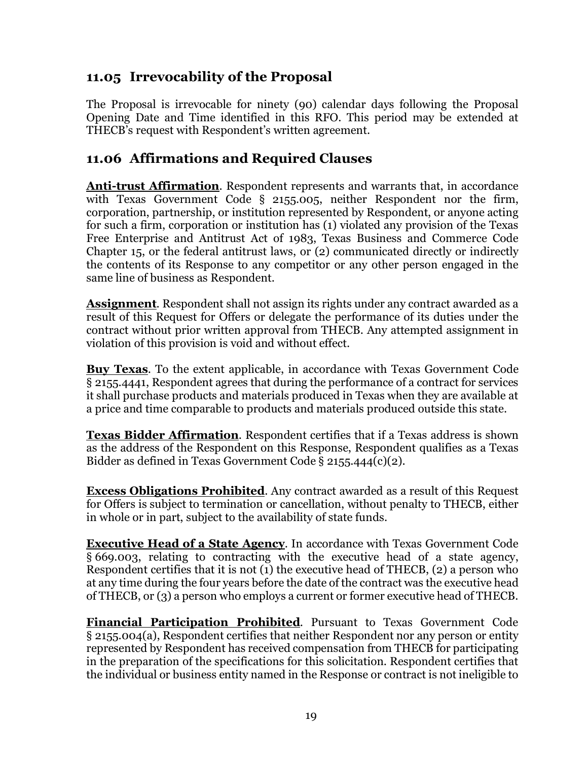## 11.05 Irrevocability of the Proposal

The Proposal is irrevocable for ninety (90) calendar days following the Proposal Opening Date and Time identified in this RFO. This period may be extended at THECB's request with Respondent's written agreement.

## 11.06 Affirmations and Required Clauses

**Anti-trust Affirmation**. Respondent represents and warrants that, in accordance with Texas Government Code § 2155.005, neither Respondent nor the firm, corporation, partnership, or institution represented by Respondent, or anyone acting for such a firm, corporation or institution has (1) violated any provision of the Texas Free Enterprise and Antitrust Act of 1983, Texas Business and Commerce Code Chapter 15, or the federal antitrust laws, or (2) communicated directly or indirectly the contents of its Response to any competitor or any other person engaged in the same line of business as Respondent.

**Assignment**. Respondent shall not assign its rights under any contract awarded as a result of this Request for Offers or delegate the performance of its duties under the contract without prior written approval from THECB. Any attempted assignment in violation of this provision is void and without effect.

**Buy Texas**. To the extent applicable, in accordance with Texas Government Code § 2155.4441, Respondent agrees that during the performance of a contract for services it shall purchase products and materials produced in Texas when they are available at a price and time comparable to products and materials produced outside this state.

**Texas Bidder Affirmation**. Respondent certifies that if a Texas address is shown as the address of the Respondent on this Response, Respondent qualifies as a Texas Bidder as defined in Texas Government Code § 2155.444(c)(2).

**Excess Obligations Prohibited**. Any contract awarded as a result of this Request for Offers is subject to termination or cancellation, without penalty to THECB, either in whole or in part, subject to the availability of state funds.

**Executive Head of a State Agency**. In accordance with Texas Government Code § 669.003, relating to contracting with the executive head of a state agency, Respondent certifies that it is not (1) the executive head of THECB, (2) a person who at any time during the four years before the date of the contract was the executive head of THECB, or (3) a person who employs a current or former executive head of THECB.

**Financial Participation Prohibited**. Pursuant to Texas Government Code § 2155.004(a), Respondent certifies that neither Respondent nor any person or entity represented by Respondent has received compensation from THECB for participating in the preparation of the specifications for this solicitation. Respondent certifies that the individual or business entity named in the Response or contract is not ineligible to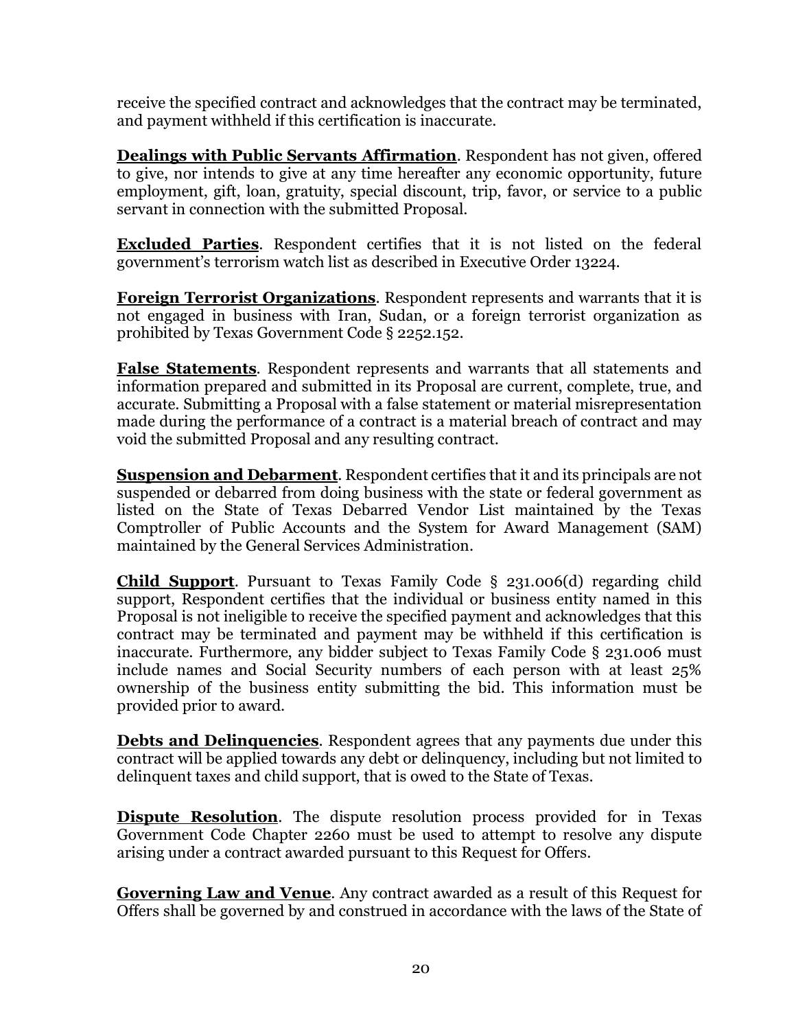receive the specified contract and acknowledges that the contract may be terminated, and payment withheld if this certification is inaccurate.

**Dealings with Public Servants Affirmation**. Respondent has not given, offered to give, nor intends to give at any time hereafter any economic opportunity, future employment, gift, loan, gratuity, special discount, trip, favor, or service to a public servant in connection with the submitted Proposal.

**Excluded Parties**. Respondent certifies that it is not listed on the federal government's terrorism watch list as described in Executive Order 13224.

**Foreign Terrorist Organizations**. Respondent represents and warrants that it is not engaged in business with Iran, Sudan, or a foreign terrorist organization as prohibited by Texas Government Code § 2252.152.

**False Statements**. Respondent represents and warrants that all statements and information prepared and submitted in its Proposal are current, complete, true, and accurate. Submitting a Proposal with a false statement or material misrepresentation made during the performance of a contract is a material breach of contract and may void the submitted Proposal and any resulting contract.

**Suspension and Debarment**. Respondent certifies that it and its principals are not suspended or debarred from doing business with the state or federal government as listed on the State of Texas Debarred Vendor List maintained by the Texas Comptroller of Public Accounts and the System for Award Management (SAM) maintained by the General Services Administration.

**Child Support**. Pursuant to Texas Family Code § 231.006(d) regarding child support, Respondent certifies that the individual or business entity named in this Proposal is not ineligible to receive the specified payment and acknowledges that this contract may be terminated and payment may be withheld if this certification is inaccurate. Furthermore, any bidder subject to Texas Family Code § 231.006 must include names and Social Security numbers of each person with at least 25% ownership of the business entity submitting the bid. This information must be provided prior to award.

**Debts and Delinquencies**. Respondent agrees that any payments due under this contract will be applied towards any debt or delinquency, including but not limited to delinquent taxes and child support, that is owed to the State of Texas.

**Dispute Resolution**. The dispute resolution process provided for in Texas Government Code Chapter 2260 must be used to attempt to resolve any dispute arising under a contract awarded pursuant to this Request for Offers.

**Governing Law and Venue**. Any contract awarded as a result of this Request for Offers shall be governed by and construed in accordance with the laws of the State of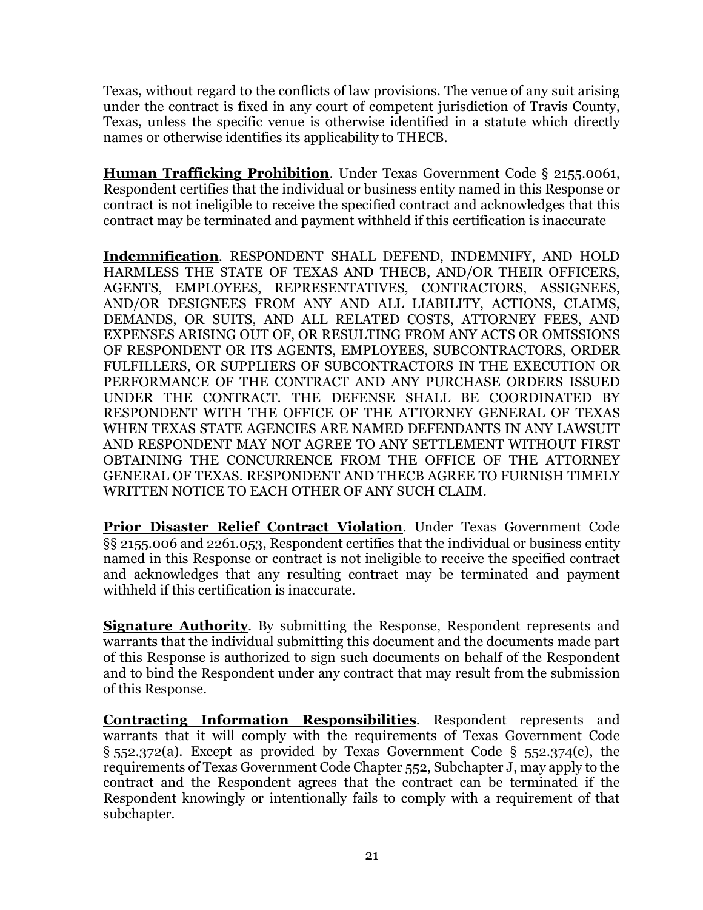Texas, without regard to the conflicts of law provisions. The venue of any suit arising under the contract is fixed in any court of competent jurisdiction of Travis County, Texas, unless the specific venue is otherwise identified in a statute which directly names or otherwise identifies its applicability to THECB.

**Human Trafficking Prohibition**. Under Texas Government Code § 2155.0061, Respondent certifies that the individual or business entity named in this Response or contract is not ineligible to receive the specified contract and acknowledges that this contract may be terminated and payment withheld if this certification is inaccurate

**Indemnification**. RESPONDENT SHALL DEFEND, INDEMNIFY, AND HOLD HARMLESS THE STATE OF TEXAS AND THECB, AND/OR THEIR OFFICERS, AGENTS, EMPLOYEES, REPRESENTATIVES, CONTRACTORS, ASSIGNEES, AND/OR DESIGNEES FROM ANY AND ALL LIABILITY, ACTIONS, CLAIMS, DEMANDS, OR SUITS, AND ALL RELATED COSTS, ATTORNEY FEES, AND EXPENSES ARISING OUT OF, OR RESULTING FROM ANY ACTS OR OMISSIONS OF RESPONDENT OR ITS AGENTS, EMPLOYEES, SUBCONTRACTORS, ORDER FULFILLERS, OR SUPPLIERS OF SUBCONTRACTORS IN THE EXECUTION OR PERFORMANCE OF THE CONTRACT AND ANY PURCHASE ORDERS ISSUED UNDER THE CONTRACT. THE DEFENSE SHALL BE COORDINATED BY RESPONDENT WITH THE OFFICE OF THE ATTORNEY GENERAL OF TEXAS WHEN TEXAS STATE AGENCIES ARE NAMED DEFENDANTS IN ANY LAWSUIT AND RESPONDENT MAY NOT AGREE TO ANY SETTLEMENT WITHOUT FIRST OBTAINING THE CONCURRENCE FROM THE OFFICE OF THE ATTORNEY GENERAL OF TEXAS. RESPONDENT AND THECB AGREE TO FURNISH TIMELY WRITTEN NOTICE TO EACH OTHER OF ANY SUCH CLAIM.

**Prior Disaster Relief Contract Violation**. Under Texas Government Code §§ 2155.006 and 2261.053, Respondent certifies that the individual or business entity named in this Response or contract is not ineligible to receive the specified contract and acknowledges that any resulting contract may be terminated and payment withheld if this certification is inaccurate.

**Signature Authority**. By submitting the Response, Respondent represents and warrants that the individual submitting this document and the documents made part of this Response is authorized to sign such documents on behalf of the Respondent and to bind the Respondent under any contract that may result from the submission of this Response.

**Contracting Information Responsibilities**. Respondent represents and warrants that it will comply with the requirements of Texas Government Code § 552.372(a). Except as provided by Texas Government Code § 552.374(c), the requirements of Texas Government Code Chapter 552, Subchapter J, may apply to the contract and the Respondent agrees that the contract can be terminated if the Respondent knowingly or intentionally fails to comply with a requirement of that subchapter.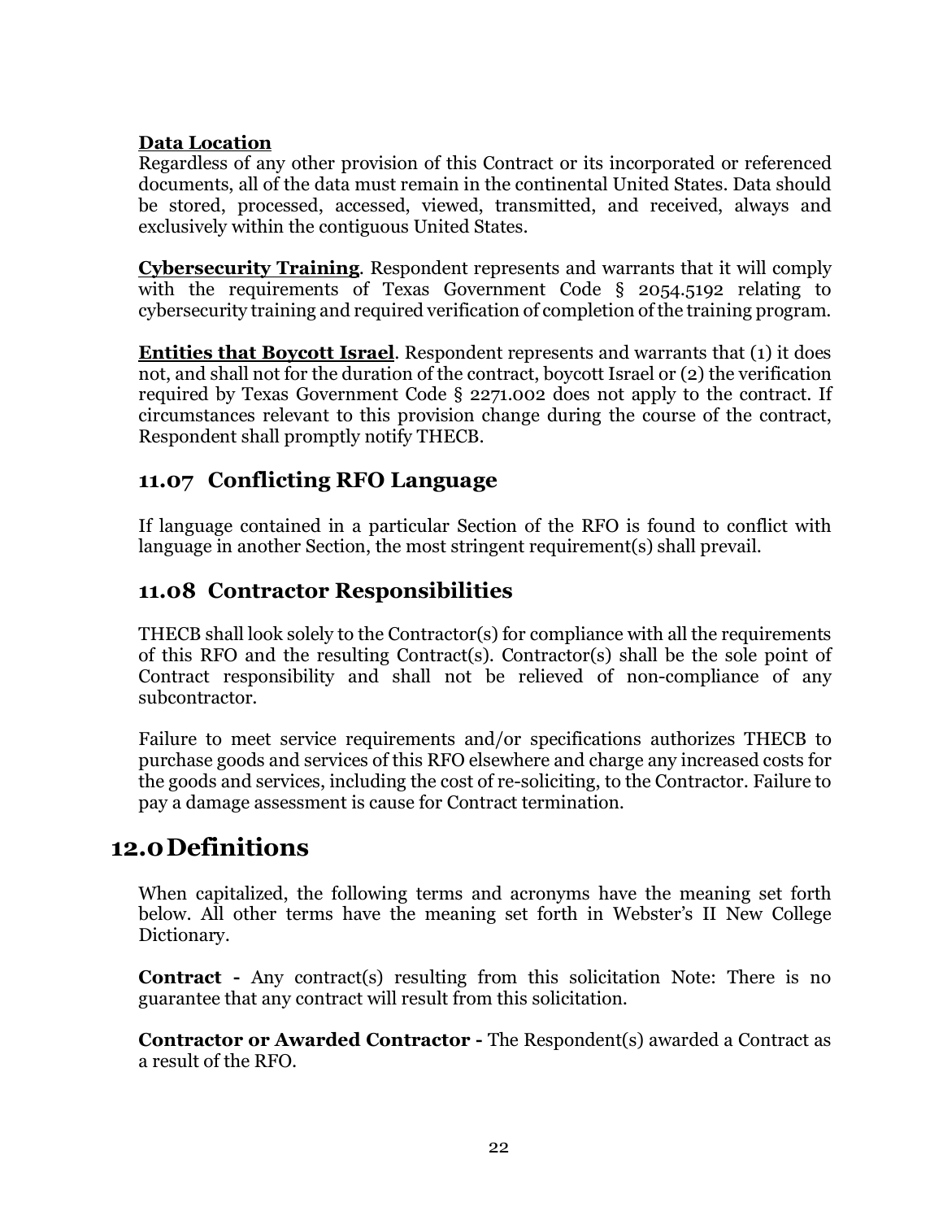**Data Location**
Regardless of any other provision of this Contract or its incorporated or referenced documents, all of the data must remain in the continental United States. Data should be stored, processed, accessed, viewed, transmitted, and received, always and exclusively within the contiguous United States.

**Cybersecurity Training**. Respondent represents and warrants that it will comply with the requirements of Texas Government Code § 2054.5192 relating to cybersecurity training and required verification of completion of the training program.

**Entities that Boycott Israel**. Respondent represents and warrants that (1) it does not, and shall not for the duration of the contract, boycott Israel or (2) the verification required by Texas Government Code § 2271.002 does not apply to the contract. If circumstances relevant to this provision change during the course of the contract, Respondent shall promptly notify THECB.

## 11.07 Conflicting RFO Language

If language contained in a particular Section of the RFO is found to conflict with language in another Section, the most stringent requirement(s) shall prevail.

## 11.08 Contractor Responsibilities

THECB shall look solely to the Contractor(s) for compliance with all the requirements of this RFO and the resulting Contract(s). Contractor(s) shall be the sole point of Contract responsibility and shall not be relieved of non-compliance of any subcontractor.

Failure to meet service requirements and/or specifications authorizes THECB to purchase goods and services of this RFO elsewhere and charge any increased costs for the goods and services, including the cost of re-soliciting, to the Contractor. Failure to pay a damage assessment is cause for Contract termination.

# 12.0 Definitions

When capitalized, the following terms and acronyms have the meaning set forth below. All other terms have the meaning set forth in Webster's II New College Dictionary.

**Contract -** Any contract(s) resulting from this solicitation Note: There is no guarantee that any contract will result from this solicitation.

**Contractor or Awarded Contractor -** The Respondent(s) awarded a Contract as a result of the RFO.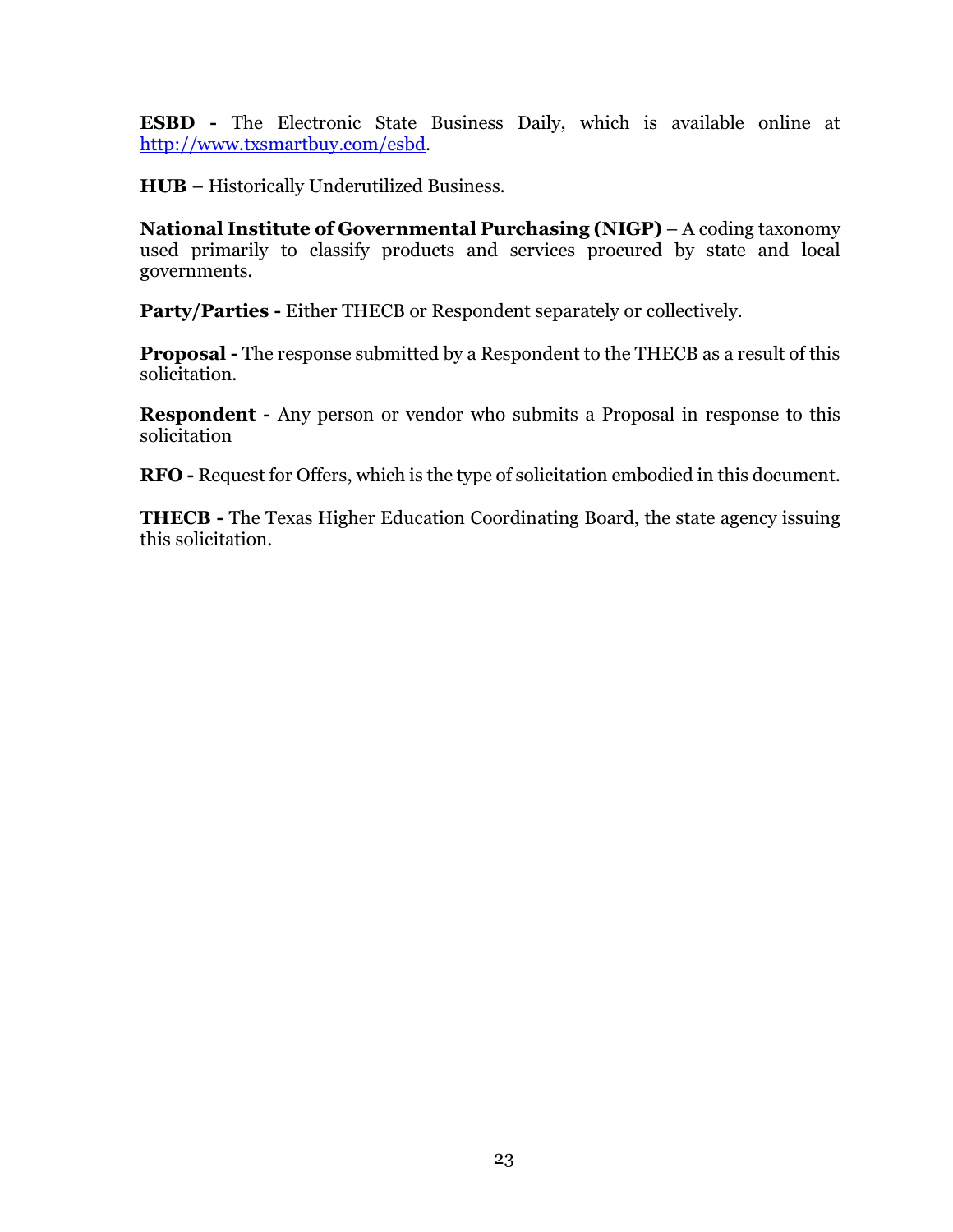**ESBD -** The Electronic State Business Daily, which is available online at [http://www.txsmartbuy.com/esbd](http://www.txsmartbuy.com/esbd).

**HUB** – Historically Underutilized Business.

**National Institute of Governmental Purchasing (NIGP)** – A coding taxonomy used primarily to classify products and services procured by state and local governments.

**Party/Parties -** Either THECB or Respondent separately or collectively.

**Proposal -** The response submitted by a Respondent to the THECB as a result of this solicitation.

**Respondent -** Any person or vendor who submits a Proposal in response to this solicitation

**RFO -** Request for Offers, which is the type of solicitation embodied in this document.

**THECB -** The Texas Higher Education Coordinating Board, the state agency issuing this solicitation.